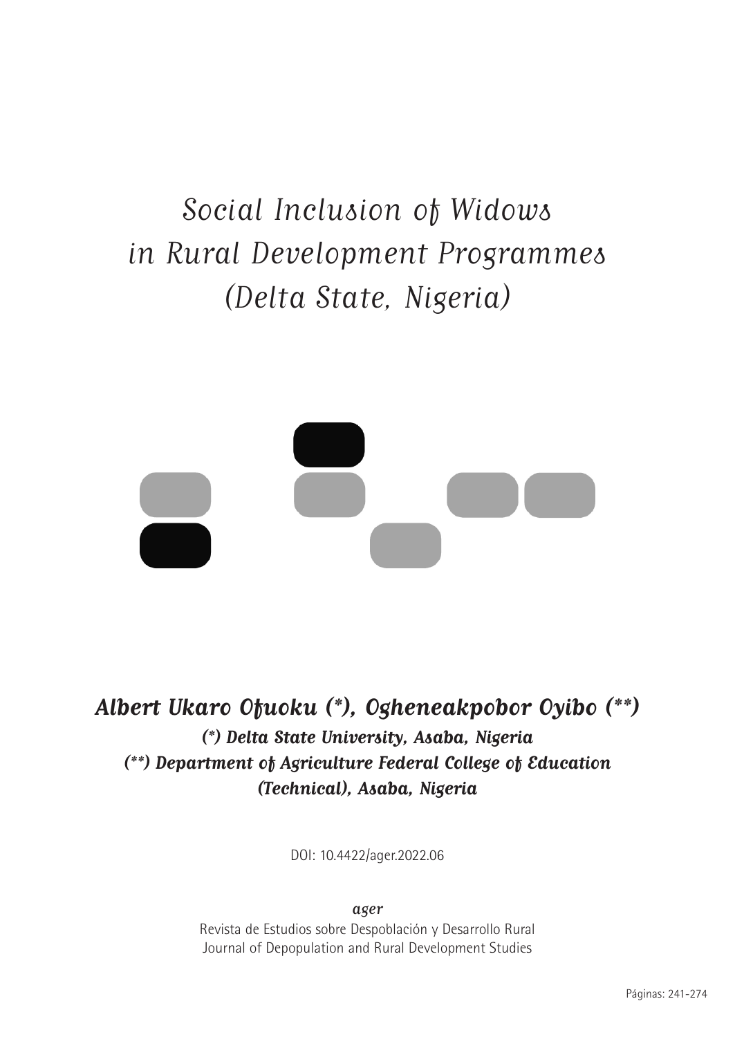# Social Inclusion of Widows in Rural Development Programmes (Delta State, Nigeria)

***Albert Ukaro Ofuoku (\*), Ogheneakpobor Oyibo (\*\*)***

***(\*) Delta State University, Asaba, Nigeria***

***(\*\*) Department of Agriculture Federal College of Education (Technical), Asaba, Nigeria***

DOI: 10.4422/ager.2022.06

*ager*

Revista de Estudios sobre Despoblación y Desarrollo Rural

Journal of Depopulation and Rural Development Studies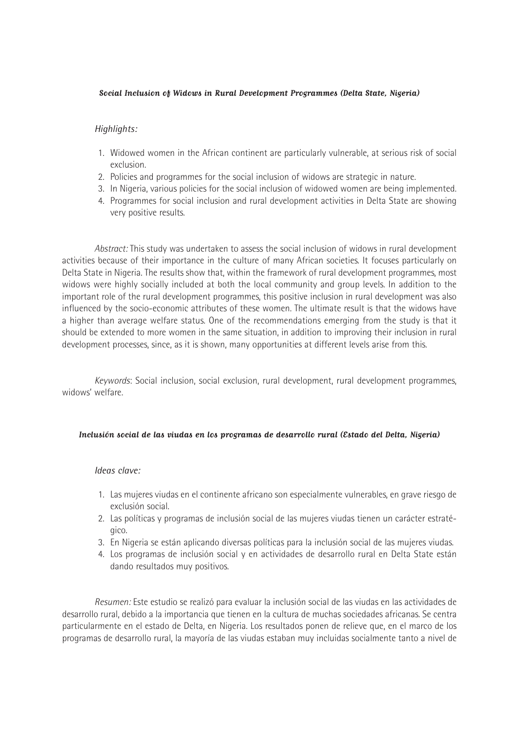### *Social Inclusion of Widows in Rural Development Programmes (Delta State, Nigeria)*

*Highlights:*

1. Widowed women in the African continent are particularly vulnerable, at serious risk of social exclusion.
2. Policies and programmes for the social inclusion of widows are strategic in nature.
3. In Nigeria, various policies for the social inclusion of widowed women are being implemented.
4. Programmes for social inclusion and rural development activities in Delta State are showing very positive results.

*Abstract:* This study was undertaken to assess the social inclusion of widows in rural development activities because of their importance in the culture of many African societies. It focuses particularly on Delta State in Nigeria. The results show that, within the framework of rural development programmes, most widows were highly socially included at both the local community and group levels. In addition to the important role of the rural development programmes, this positive inclusion in rural development was also influenced by the socio-economic attributes of these women. The ultimate result is that the widows have a higher than average welfare status. One of the recommendations emerging from the study is that it should be extended to more women in the same situation, in addition to improving their inclusion in rural development processes, since, as it is shown, many opportunities at different levels arise from this.

*Keywords*: Social inclusion, social exclusion, rural development, rural development programmes, widows' welfare.

### *Inclusión social de las viudas en los programas de desarrollo rural (Estado del Delta, Nigeria)*

*Ideas clave:*

1. Las mujeres viudas en el continente africano son especialmente vulnerables, en grave riesgo de exclusión social.
2. Las políticas y programas de inclusión social de las mujeres viudas tienen un carácter estratégico.
3. En Nigeria se están aplicando diversas políticas para la inclusión social de las mujeres viudas.
4. Los programas de inclusión social y en actividades de desarrollo rural en Delta State están dando resultados muy positivos.

*Resumen:* Este estudio se realizó para evaluar la inclusión social de las viudas en las actividades de desarrollo rural, debido a la importancia que tienen en la cultura de muchas sociedades africanas. Se centra particularmente en el estado de Delta, en Nigeria. Los resultados ponen de relieve que, en el marco de los programas de desarrollo rural, la mayoría de las viudas estaban muy incluidas socialmente tanto a nivel de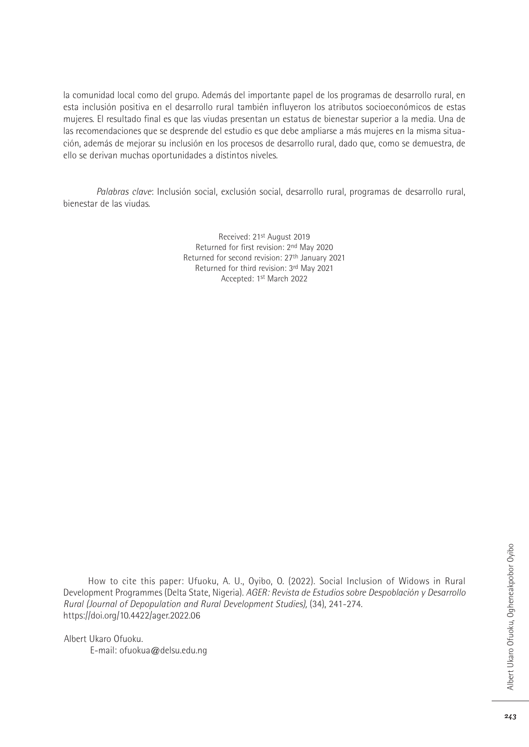la comunidad local como del grupo. Además del importante papel de los programas de desarrollo rural, en esta inclusión positiva en el desarrollo rural también influyeron los atributos socioeconómicos de estas mujeres. El resultado final es que las viudas presentan un estatus de bienestar superior a la media. Una de las recomendaciones que se desprende del estudio es que debe ampliarse a más mujeres en la misma situación, además de mejorar su inclusión en los procesos de desarrollo rural, dado que, como se demuestra, de ello se derivan muchas oportunidades a distintos niveles.

*Palabras clave*: Inclusión social, exclusión social, desarrollo rural, programas de desarrollo rural, bienestar de las viudas.

Received: 21st August 2019
Returned for first revision: 2nd May 2020
Returned for second revision: 27th January 2021
Returned for third revision: 3rd May 2021
Accepted: 1st March 2022

How to cite this paper: Ufuoku, A. U., Oyibo, O. (2022). Social Inclusion of Widows in Rural Development Programmes (Delta State, Nigeria). *AGER: Revista de Estudios sobre Despoblación y Desarrollo Rural (Journal of Depopulation and Rural Development Studies)*, (34), 241-274. https://doi.org/10.4422/ager.2022.06

Albert Ukaro Ofuoku.
E-mail: ofuokua@delsu.edu.ng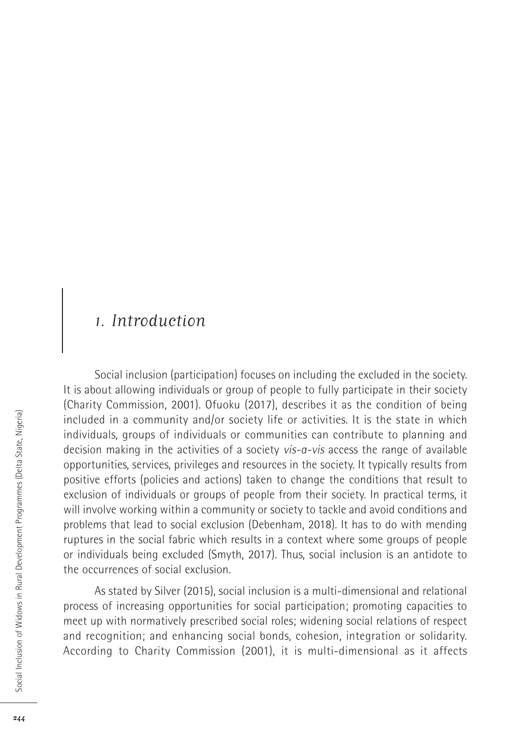# 1. Introduction

Social inclusion (participation) focuses on including the excluded in the society. It is about allowing individuals or group of people to fully participate in their society (Charity Commission, 2001). Ofuoku (2017), describes it as the condition of being included in a community and/or society life or activities. It is the state in which individuals, groups of individuals or communities can contribute to planning and decision making in the activities of a society *vis-a-vis* access the range of available opportunities, services, privileges and resources in the society. It typically results from positive efforts (policies and actions) taken to change the conditions that result to exclusion of individuals or groups of people from their society. In practical terms, it will involve working within a community or society to tackle and avoid conditions and problems that lead to social exclusion (Debenham, 2018). It has to do with mending ruptures in the social fabric which results in a context where some groups of people or individuals being excluded (Smyth, 2017). Thus, social inclusion is an antidote to the occurrences of social exclusion.

As stated by Silver (2015), social inclusion is a multi-dimensional and relational process of increasing opportunities for social participation; promoting capacities to meet up with normatively prescribed social roles; widening social relations of respect and recognition; and enhancing social bonds, cohesion, integration or solidarity. According to Charity Commission (2001), it is multi-dimensional as it affects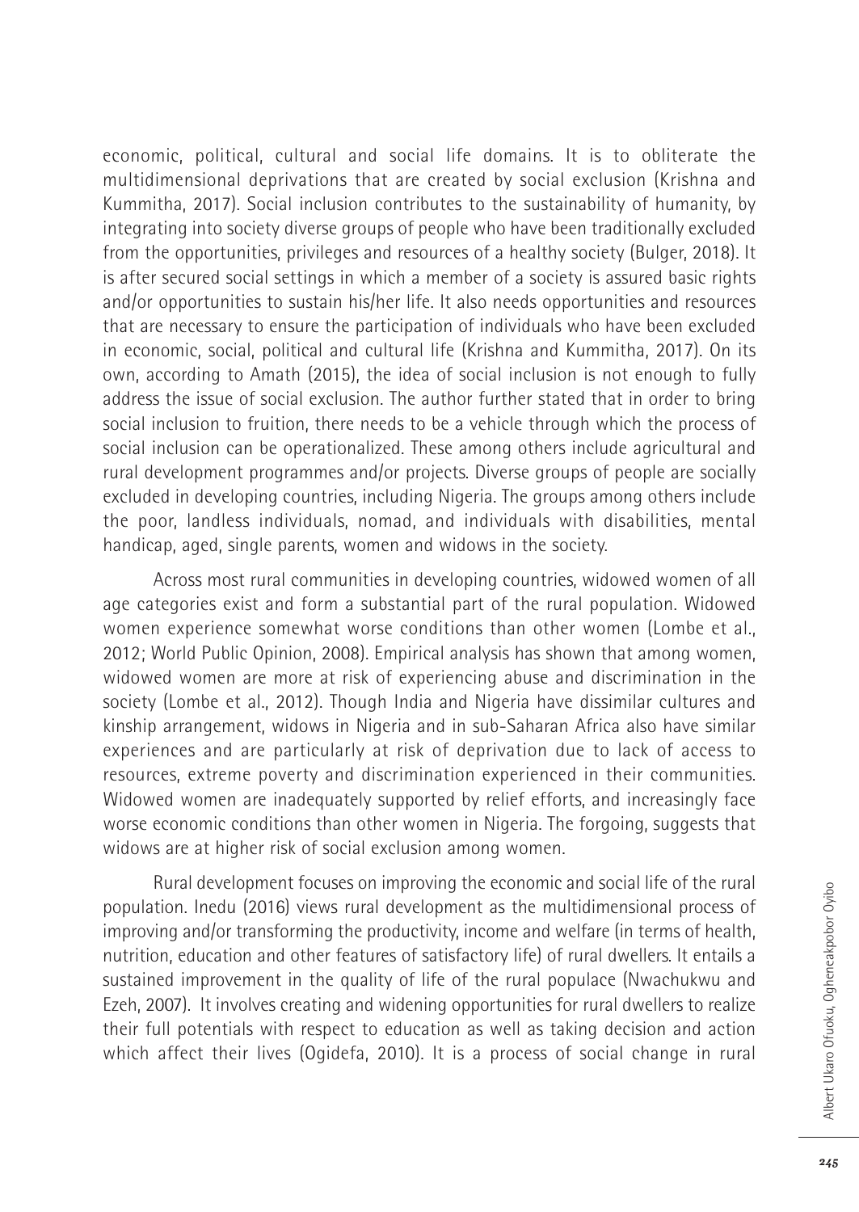economic, political, cultural and social life domains. It is to obliterate the multidimensional deprivations that are created by social exclusion (Krishna and Kummitha, 2017). Social inclusion contributes to the sustainability of humanity, by integrating into society diverse groups of people who have been traditionally excluded from the opportunities, privileges and resources of a healthy society (Bulger, 2018). It is after secured social settings in which a member of a society is assured basic rights and/or opportunities to sustain his/her life. It also needs opportunities and resources that are necessary to ensure the participation of individuals who have been excluded in economic, social, political and cultural life (Krishna and Kummitha, 2017). On its own, according to Amath (2015), the idea of social inclusion is not enough to fully address the issue of social exclusion. The author further stated that in order to bring social inclusion to fruition, there needs to be a vehicle through which the process of social inclusion can be operationalized. These among others include agricultural and rural development programmes and/or projects. Diverse groups of people are socially excluded in developing countries, including Nigeria. The groups among others include the poor, landless individuals, nomad, and individuals with disabilities, mental handicap, aged, single parents, women and widows in the society.

Across most rural communities in developing countries, widowed women of all age categories exist and form a substantial part of the rural population. Widowed women experience somewhat worse conditions than other women (Lombe et al., 2012; World Public Opinion, 2008). Empirical analysis has shown that among women, widowed women are more at risk of experiencing abuse and discrimination in the society (Lombe et al., 2012). Though India and Nigeria have dissimilar cultures and kinship arrangement, widows in Nigeria and in sub-Saharan Africa also have similar experiences and are particularly at risk of deprivation due to lack of access to resources, extreme poverty and discrimination experienced in their communities. Widowed women are inadequately supported by relief efforts, and increasingly face worse economic conditions than other women in Nigeria. The forgoing, suggests that widows are at higher risk of social exclusion among women.

Rural development focuses on improving the economic and social life of the rural population. Inedu (2016) views rural development as the multidimensional process of improving and/or transforming the productivity, income and welfare (in terms of health, nutrition, education and other features of satisfactory life) of rural dwellers. It entails a sustained improvement in the quality of life of the rural populace (Nwachukwu and Ezeh, 2007). It involves creating and widening opportunities for rural dwellers to realize their full potentials with respect to education as well as taking decision and action which affect their lives (Ogidefa, 2010). It is a process of social change in rural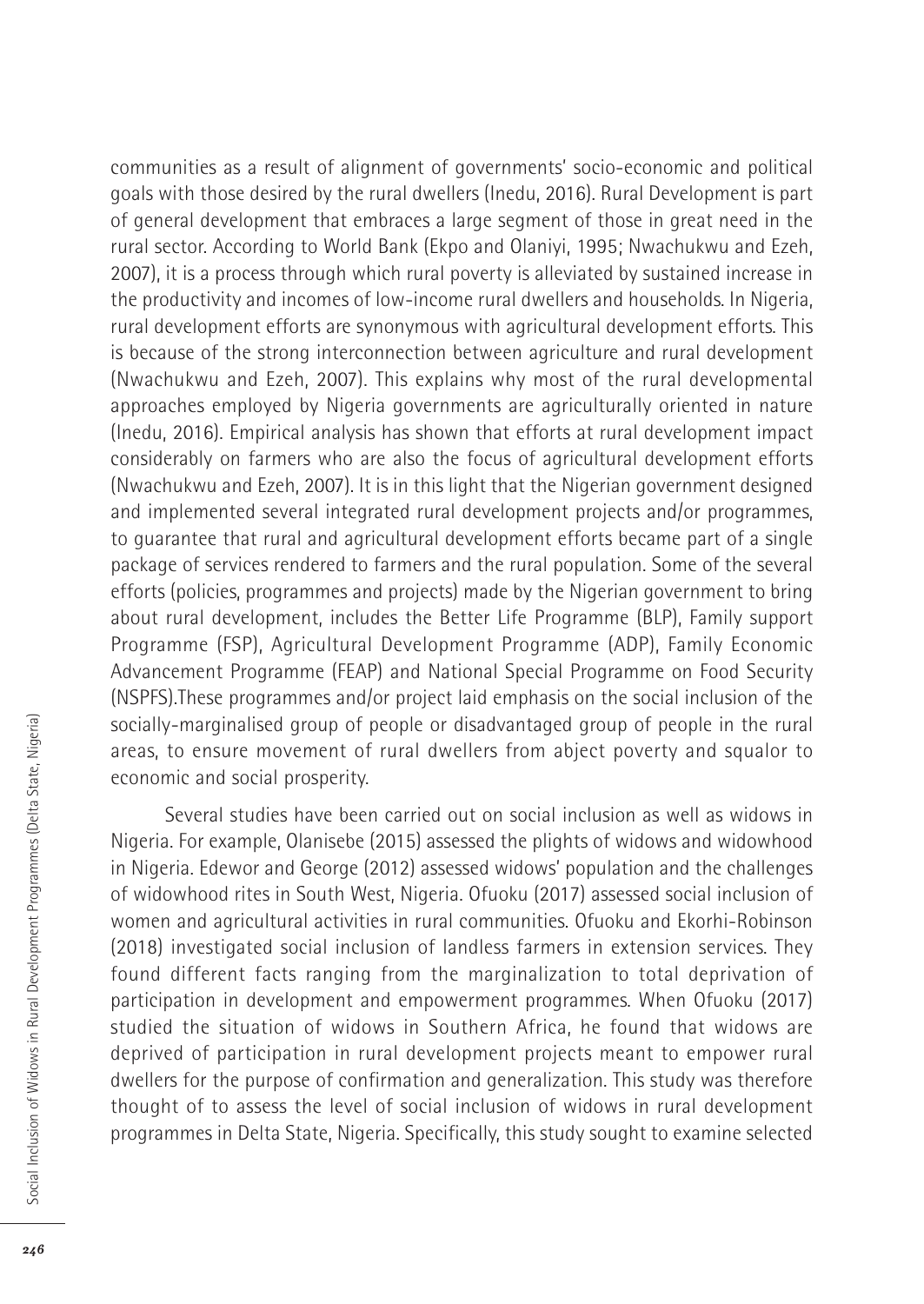communities as a result of alignment of governments' socio-economic and political goals with those desired by the rural dwellers (Inedu, 2016). Rural Development is part of general development that embraces a large segment of those in great need in the rural sector. According to World Bank (Ekpo and Olaniyi, 1995; Nwachukwu and Ezeh, 2007), it is a process through which rural poverty is alleviated by sustained increase in the productivity and incomes of low-income rural dwellers and households. In Nigeria, rural development efforts are synonymous with agricultural development efforts. This is because of the strong interconnection between agriculture and rural development (Nwachukwu and Ezeh, 2007). This explains why most of the rural developmental approaches employed by Nigeria governments are agriculturally oriented in nature (Inedu, 2016). Empirical analysis has shown that efforts at rural development impact considerably on farmers who are also the focus of agricultural development efforts (Nwachukwu and Ezeh, 2007). It is in this light that the Nigerian government designed and implemented several integrated rural development projects and/or programmes, to guarantee that rural and agricultural development efforts became part of a single package of services rendered to farmers and the rural population. Some of the several efforts (policies, programmes and projects) made by the Nigerian government to bring about rural development, includes the Better Life Programme (BLP), Family support Programme (FSP), Agricultural Development Programme (ADP), Family Economic Advancement Programme (FEAP) and National Special Programme on Food Security (NSPFS).These programmes and/or project laid emphasis on the social inclusion of the socially-marginalised group of people or disadvantaged group of people in the rural areas, to ensure movement of rural dwellers from abject poverty and squalor to economic and social prosperity.

Several studies have been carried out on social inclusion as well as widows in Nigeria. For example, Olanisebe (2015) assessed the plights of widows and widowhood in Nigeria. Edewor and George (2012) assessed widows' population and the challenges of widowhood rites in South West, Nigeria. Ofuoku (2017) assessed social inclusion of women and agricultural activities in rural communities. Ofuoku and Ekorhi-Robinson (2018) investigated social inclusion of landless farmers in extension services. They found different facts ranging from the marginalization to total deprivation of participation in development and empowerment programmes. When Ofuoku (2017) studied the situation of widows in Southern Africa, he found that widows are deprived of participation in rural development projects meant to empower rural dwellers for the purpose of confirmation and generalization. This study was therefore thought of to assess the level of social inclusion of widows in rural development programmes in Delta State, Nigeria. Specifically, this study sought to examine selected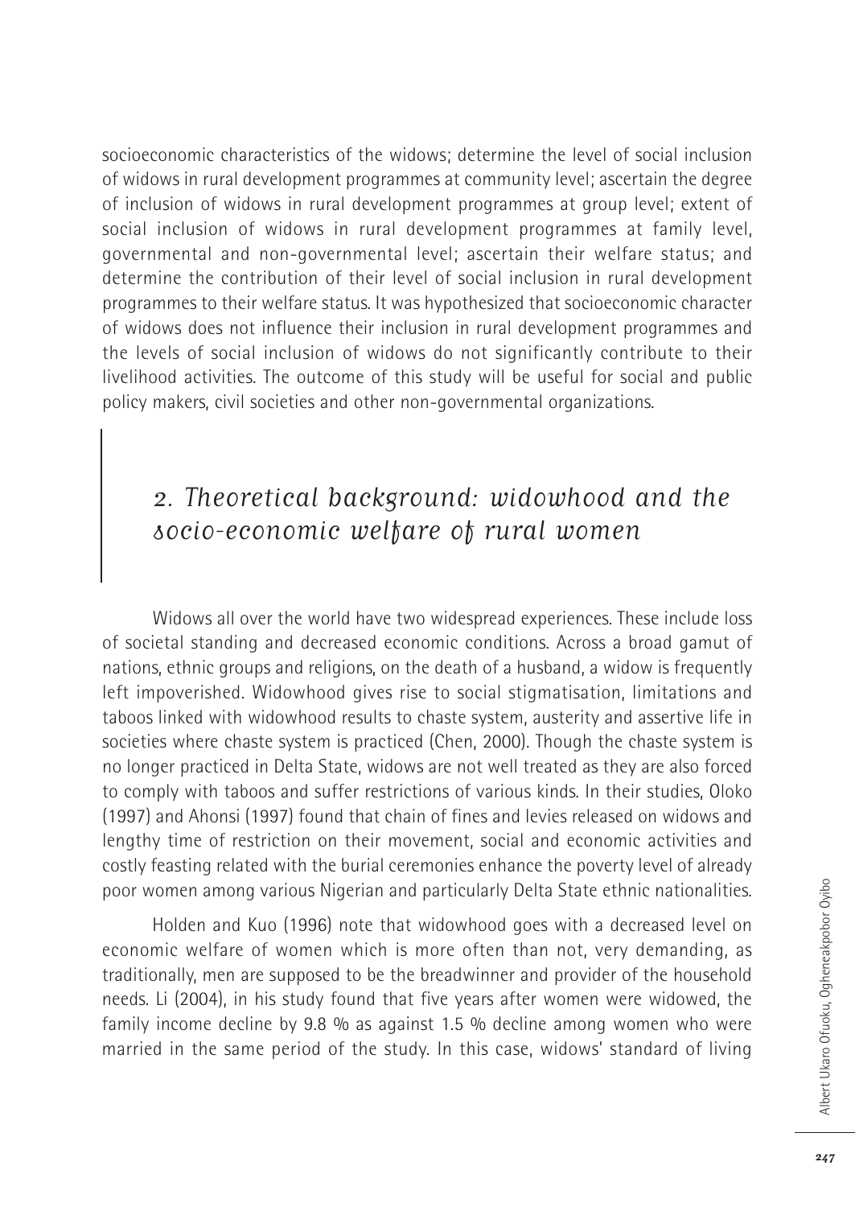socioeconomic characteristics of the widows; determine the level of social inclusion of widows in rural development programmes at community level; ascertain the degree of inclusion of widows in rural development programmes at group level; extent of social inclusion of widows in rural development programmes at family level, governmental and non-governmental level; ascertain their welfare status; and determine the contribution of their level of social inclusion in rural development programmes to their welfare status. It was hypothesized that socioeconomic character of widows does not influence their inclusion in rural development programmes and the levels of social inclusion of widows do not significantly contribute to their livelihood activities. The outcome of this study will be useful for social and public policy makers, civil societies and other non-governmental organizations.

## *2. Theoretical background: widowhood and the socio-economic welfare of rural women*

Widows all over the world have two widespread experiences. These include loss of societal standing and decreased economic conditions. Across a broad gamut of nations, ethnic groups and religions, on the death of a husband, a widow is frequently left impoverished. Widowhood gives rise to social stigmatisation, limitations and taboos linked with widowhood results to chaste system, austerity and assertive life in societies where chaste system is practiced (Chen, 2000). Though the chaste system is no longer practiced in Delta State, widows are not well treated as they are also forced to comply with taboos and suffer restrictions of various kinds. In their studies, Oloko (1997) and Ahonsi (1997) found that chain of fines and levies released on widows and lengthy time of restriction on their movement, social and economic activities and costly feasting related with the burial ceremonies enhance the poverty level of already poor women among various Nigerian and particularly Delta State ethnic nationalities.

Holden and Kuo (1996) note that widowhood goes with a decreased level on economic welfare of women which is more often than not, very demanding, as traditionally, men are supposed to be the breadwinner and provider of the household needs. Li (2004), in his study found that five years after women were widowed, the family income decline by 9.8 % as against 1.5 % decline among women who were married in the same period of the study. In this case, widows' standard of living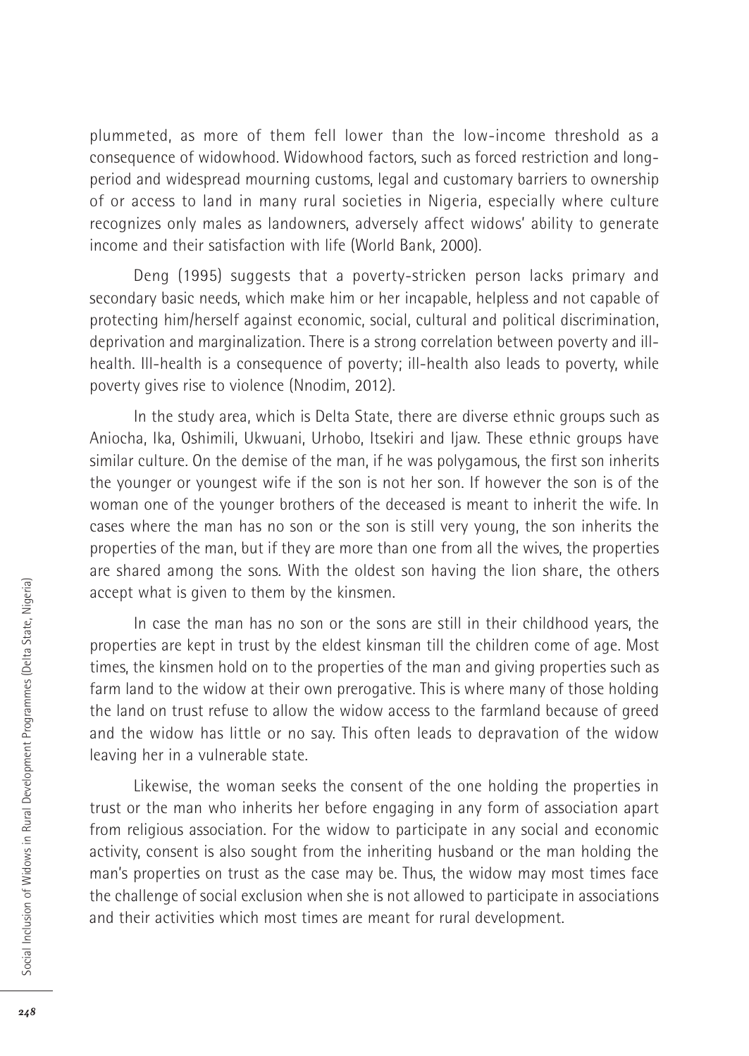plummeted, as more of them fell lower than the low-income threshold as a consequence of widowhood. Widowhood factors, such as forced restriction and long-period and widespread mourning customs, legal and customary barriers to ownership of or access to land in many rural societies in Nigeria, especially where culture recognizes only males as landowners, adversely affect widows' ability to generate income and their satisfaction with life (World Bank, 2000).

Deng (1995) suggests that a poverty-stricken person lacks primary and secondary basic needs, which make him or her incapable, helpless and not capable of protecting him/herself against economic, social, cultural and political discrimination, deprivation and marginalization. There is a strong correlation between poverty and ill-health. Ill-health is a consequence of poverty; ill-health also leads to poverty, while poverty gives rise to violence (Nnodim, 2012).

In the study area, which is Delta State, there are diverse ethnic groups such as Aniocha, Ika, Oshimili, Ukwuani, Urhobo, Itsekiri and Ijaw. These ethnic groups have similar culture. On the demise of the man, if he was polygamous, the first son inherits the younger or youngest wife if the son is not her son. If however the son is of the woman one of the younger brothers of the deceased is meant to inherit the wife. In cases where the man has no son or the son is still very young, the son inherits the properties of the man, but if they are more than one from all the wives, the properties are shared among the sons. With the oldest son having the lion share, the others accept what is given to them by the kinsmen.

In case the man has no son or the sons are still in their childhood years, the properties are kept in trust by the eldest kinsman till the children come of age. Most times, the kinsmen hold on to the properties of the man and giving properties such as farm land to the widow at their own prerogative. This is where many of those holding the land on trust refuse to allow the widow access to the farmland because of greed and the widow has little or no say. This often leads to depravation of the widow leaving her in a vulnerable state.

Likewise, the woman seeks the consent of the one holding the properties in trust or the man who inherits her before engaging in any form of association apart from religious association. For the widow to participate in any social and economic activity, consent is also sought from the inheriting husband or the man holding the man's properties on trust as the case may be. Thus, the widow may most times face the challenge of social exclusion when she is not allowed to participate in associations and their activities which most times are meant for rural development.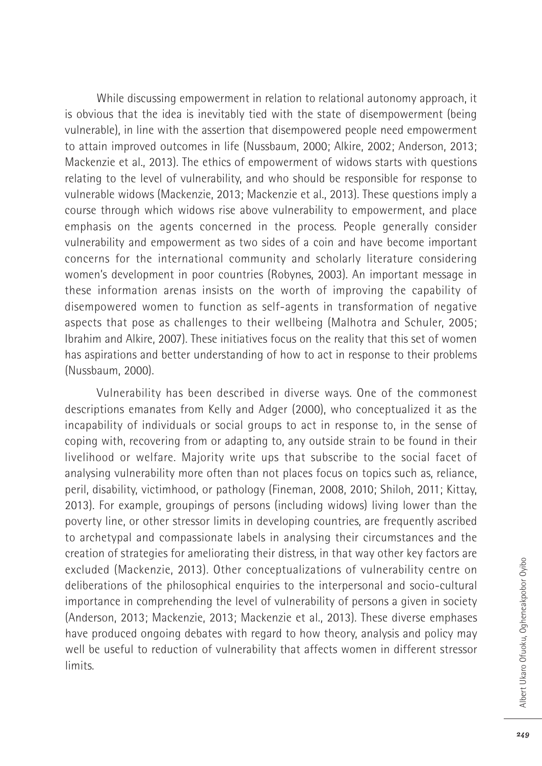While discussing empowerment in relation to relational autonomy approach, it is obvious that the idea is inevitably tied with the state of disempowerment (being vulnerable), in line with the assertion that disempowered people need empowerment to attain improved outcomes in life (Nussbaum, 2000; Alkire, 2002; Anderson, 2013; Mackenzie et al., 2013). The ethics of empowerment of widows starts with questions relating to the level of vulnerability, and who should be responsible for response to vulnerable widows (Mackenzie, 2013; Mackenzie et al., 2013). These questions imply a course through which widows rise above vulnerability to empowerment, and place emphasis on the agents concerned in the process. People generally consider vulnerability and empowerment as two sides of a coin and have become important concerns for the international community and scholarly literature considering women's development in poor countries (Robynes, 2003). An important message in these information arenas insists on the worth of improving the capability of disempowered women to function as self-agents in transformation of negative aspects that pose as challenges to their wellbeing (Malhotra and Schuler, 2005; Ibrahim and Alkire, 2007). These initiatives focus on the reality that this set of women has aspirations and better understanding of how to act in response to their problems (Nussbaum, 2000).

Vulnerability has been described in diverse ways. One of the commonest descriptions emanates from Kelly and Adger (2000), who conceptualized it as the incapability of individuals or social groups to act in response to, in the sense of coping with, recovering from or adapting to, any outside strain to be found in their livelihood or welfare. Majority write ups that subscribe to the social facet of analysing vulnerability more often than not places focus on topics such as, reliance, peril, disability, victimhood, or pathology (Fineman, 2008, 2010; Shiloh, 2011; Kittay, 2013). For example, groupings of persons (including widows) living lower than the poverty line, or other stressor limits in developing countries, are frequently ascribed to archetypal and compassionate labels in analysing their circumstances and the creation of strategies for ameliorating their distress, in that way other key factors are excluded (Mackenzie, 2013). Other conceptualizations of vulnerability centre on deliberations of the philosophical enquiries to the interpersonal and socio-cultural importance in comprehending the level of vulnerability of persons a given in society (Anderson, 2013; Mackenzie, 2013; Mackenzie et al., 2013). These diverse emphases have produced ongoing debates with regard to how theory, analysis and policy may well be useful to reduction of vulnerability that affects women in different stressor limits.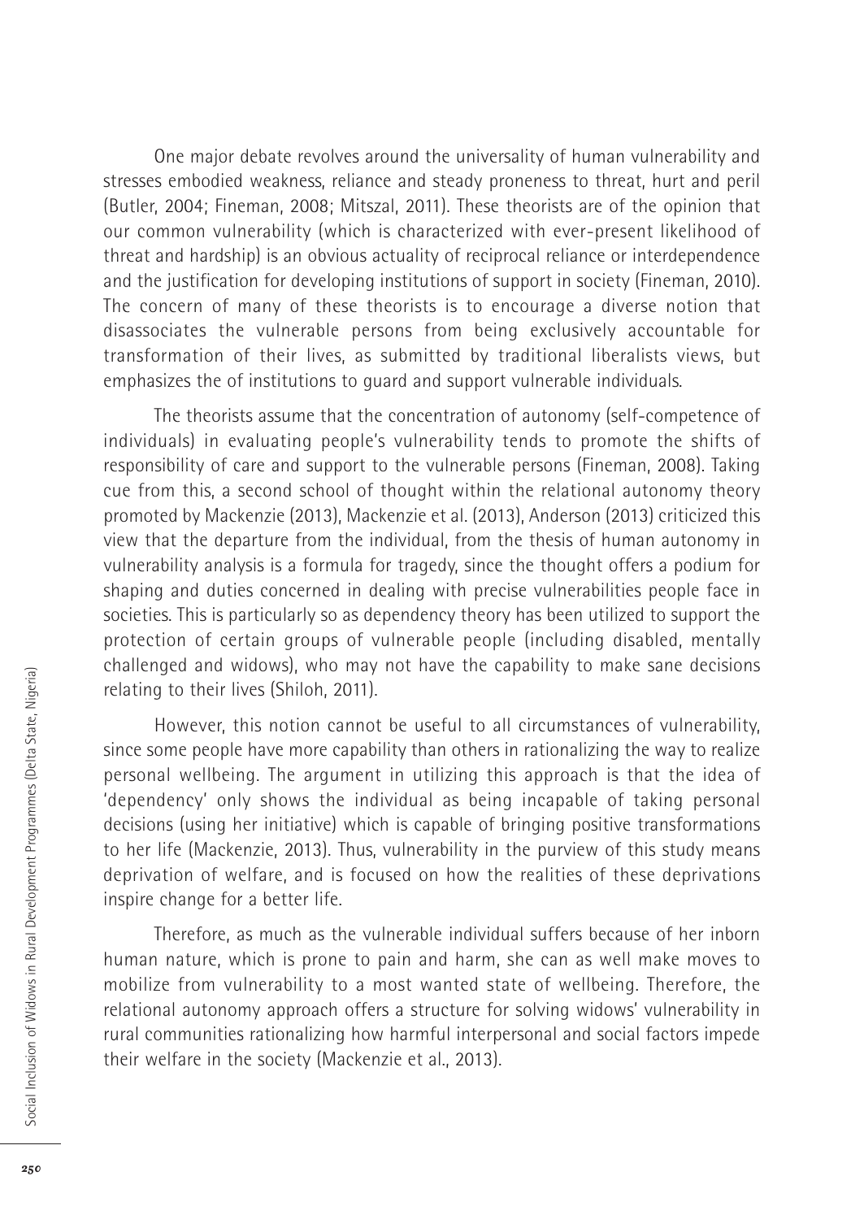One major debate revolves around the universality of human vulnerability and stresses embodied weakness, reliance and steady proneness to threat, hurt and peril (Butler, 2004; Fineman, 2008; Mitszal, 2011). These theorists are of the opinion that our common vulnerability (which is characterized with ever-present likelihood of threat and hardship) is an obvious actuality of reciprocal reliance or interdependence and the justification for developing institutions of support in society (Fineman, 2010). The concern of many of these theorists is to encourage a diverse notion that disassociates the vulnerable persons from being exclusively accountable for transformation of their lives, as submitted by traditional liberalists views, but emphasizes the of institutions to guard and support vulnerable individuals.

The theorists assume that the concentration of autonomy (self-competence of individuals) in evaluating people's vulnerability tends to promote the shifts of responsibility of care and support to the vulnerable persons (Fineman, 2008). Taking cue from this, a second school of thought within the relational autonomy theory promoted by Mackenzie (2013), Mackenzie et al. (2013), Anderson (2013) criticized this view that the departure from the individual, from the thesis of human autonomy in vulnerability analysis is a formula for tragedy, since the thought offers a podium for shaping and duties concerned in dealing with precise vulnerabilities people face in societies. This is particularly so as dependency theory has been utilized to support the protection of certain groups of vulnerable people (including disabled, mentally challenged and widows), who may not have the capability to make sane decisions relating to their lives (Shiloh, 2011).

However, this notion cannot be useful to all circumstances of vulnerability, since some people have more capability than others in rationalizing the way to realize personal wellbeing. The argument in utilizing this approach is that the idea of 'dependency' only shows the individual as being incapable of taking personal decisions (using her initiative) which is capable of bringing positive transformations to her life (Mackenzie, 2013). Thus, vulnerability in the purview of this study means deprivation of welfare, and is focused on how the realities of these deprivations inspire change for a better life.

Therefore, as much as the vulnerable individual suffers because of her inborn human nature, which is prone to pain and harm, she can as well make moves to mobilize from vulnerability to a most wanted state of wellbeing. Therefore, the relational autonomy approach offers a structure for solving widows' vulnerability in rural communities rationalizing how harmful interpersonal and social factors impede their welfare in the society (Mackenzie et al., 2013).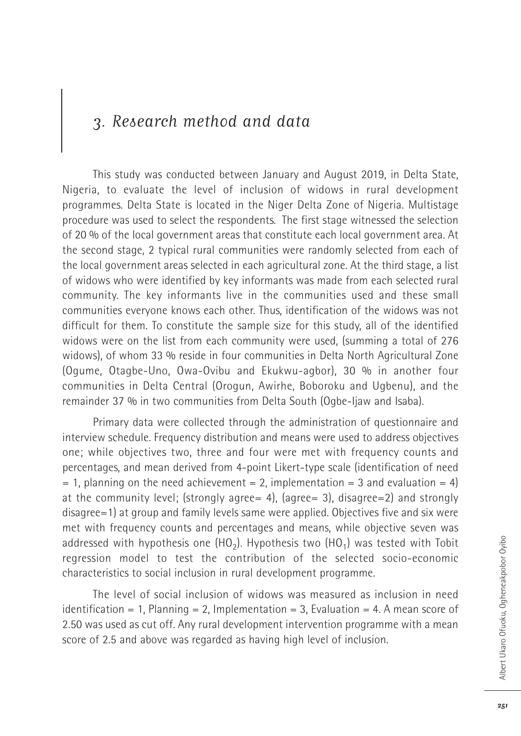## *3. Research method and data*

This study was conducted between January and August 2019, in Delta State, Nigeria, to evaluate the level of inclusion of widows in rural development programmes. Delta State is located in the Niger Delta Zone of Nigeria. Multistage procedure was used to select the respondents. The first stage witnessed the selection of 20 % of the local government areas that constitute each local government area. At the second stage, 2 typical rural communities were randomly selected from each of the local government areas selected in each agricultural zone. At the third stage, a list of widows who were identified by key informants was made from each selected rural community. The key informants live in the communities used and these small communities everyone knows each other. Thus, identification of the widows was not difficult for them. To constitute the sample size for this study, all of the identified widows were on the list from each community were used, (summing a total of 276 widows), of whom 33 % reside in four communities in Delta North Agricultural Zone (Ogume, Otagbe-Uno, Owa-Ovibu and Ekukwu-agbor), 30 % in another four communities in Delta Central (Orogun, Awirhe, Boboroku and Ugbenu), and the remainder 37 % in two communities from Delta South (Ogbe-Ijaw and Isaba).

Primary data were collected through the administration of questionnaire and interview schedule. Frequency distribution and means were used to address objectives one; while objectives two, three and four were met with frequency counts and percentages, and mean derived from 4-point Likert-type scale (identification of need = 1, planning on the need achievement = 2, implementation = 3 and evaluation = 4) at the community level; (strongly agree= 4), (agree= 3), disagree=2) and strongly disagree=1) at group and family levels same were applied. Objectives five and six were met with frequency counts and percentages and means, while objective seven was addressed with hypothesis one ($HO_2$). Hypothesis two ($HO_1$) was tested with Tobit regression model to test the contribution of the selected socio-economic characteristics to social inclusion in rural development programme.

The level of social inclusion of widows was measured as inclusion in need identification = 1, Planning = 2, Implementation = 3, Evaluation = 4. A mean score of 2.50 was used as cut off. Any rural development intervention programme with a mean score of 2.5 and above was regarded as having high level of inclusion.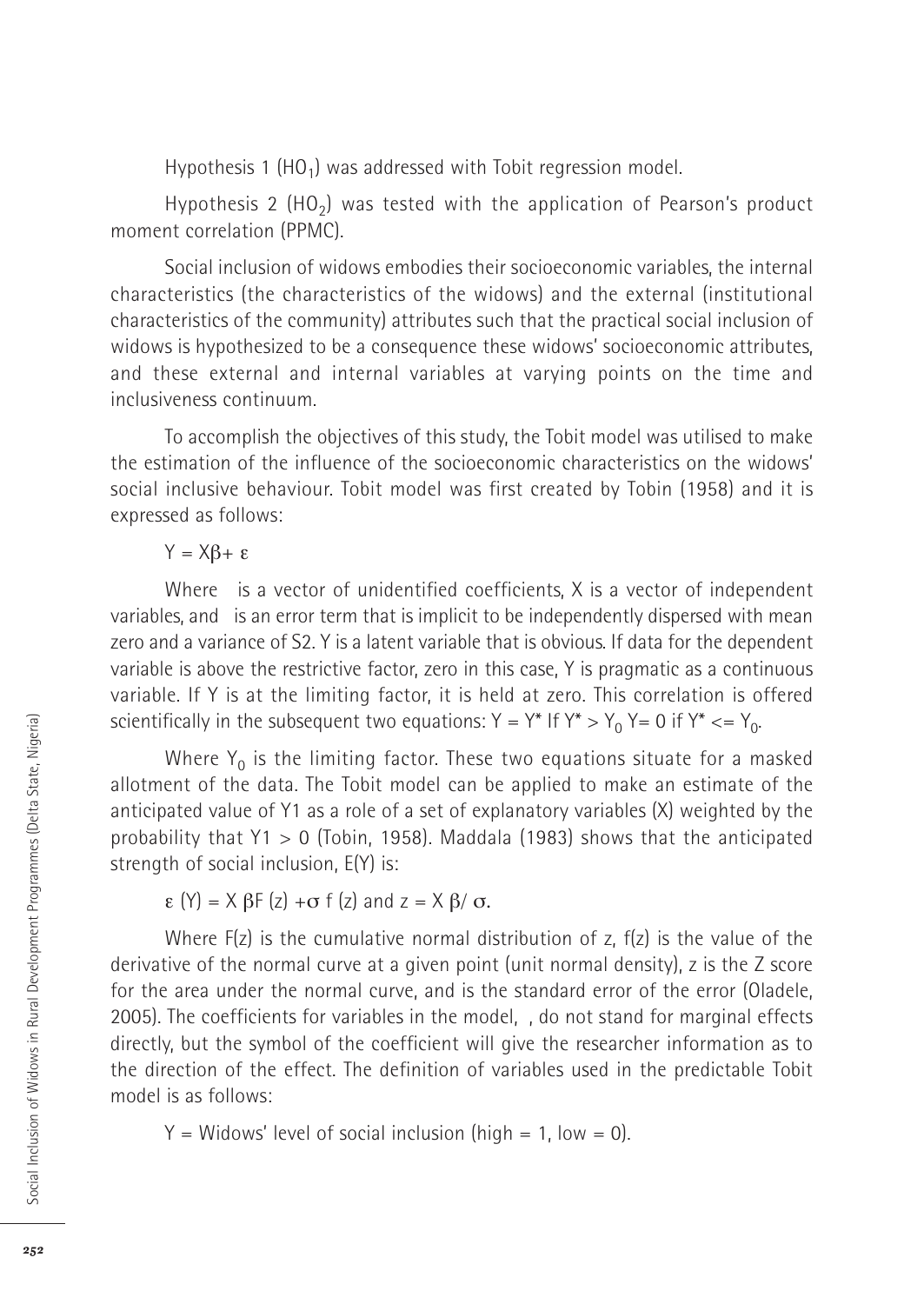Hypothesis 1 ($HO_1$) was addressed with Tobit regression model.

Hypothesis 2 ($HO_2$) was tested with the application of Pearson's product moment correlation (PPMC).

Social inclusion of widows embodies their socioeconomic variables, the internal characteristics (the characteristics of the widows) and the external (institutional characteristics of the community) attributes such that the practical social inclusion of widows is hypothesized to be a consequence these widows' socioeconomic attributes, and these external and internal variables at varying points on the time and inclusiveness continuum.

To accomplish the objectives of this study, the Tobit model was utilised to make the estimation of the influence of the socioeconomic characteristics on the widows' social inclusive behaviour. Tobit model was first created by Tobin (1958) and it is expressed as follows:

$$Y = X\beta + \varepsilon$$

Where  is a vector of unidentified coefficients, X is a vector of independent variables, and  is an error term that is implicit to be independently dispersed with mean zero and a variance of S2. Y is a latent variable that is obvious. If data for the dependent variable is above the restrictive factor, zero in this case, Y is pragmatic as a continuous variable. If Y is at the limiting factor, it is held at zero. This correlation is offered scientifically in the subsequent two equations: $Y = Y^*$ If $Y^* > Y_0$ $Y = 0$ if $Y^* <= Y_0$.

Where $Y_0$ is the limiting factor. These two equations situate for a masked allotment of the data. The Tobit model can be applied to make an estimate of the anticipated value of Y1 as a role of a set of explanatory variables (X) weighted by the probability that $Y1 > 0$ (Tobin, 1958). Maddala (1983) shows that the anticipated strength of social inclusion, E(Y) is:

$$\varepsilon\ (Y) = X\ \beta F\ (z) + \sigma\ f\ (z) \text{ and } z = X\ \beta / \sigma.$$

Where F(z) is the cumulative normal distribution of z, f(z) is the value of the derivative of the normal curve at a given point (unit normal density), z is the Z score for the area under the normal curve, and is the standard error of the error (Oladele, 2005). The coefficients for variables in the model, , do not stand for marginal effects directly, but the symbol of the coefficient will give the researcher information as to the direction of the effect. The definition of variables used in the predictable Tobit model is as follows:

Y = Widows' level of social inclusion (high = 1, low = 0).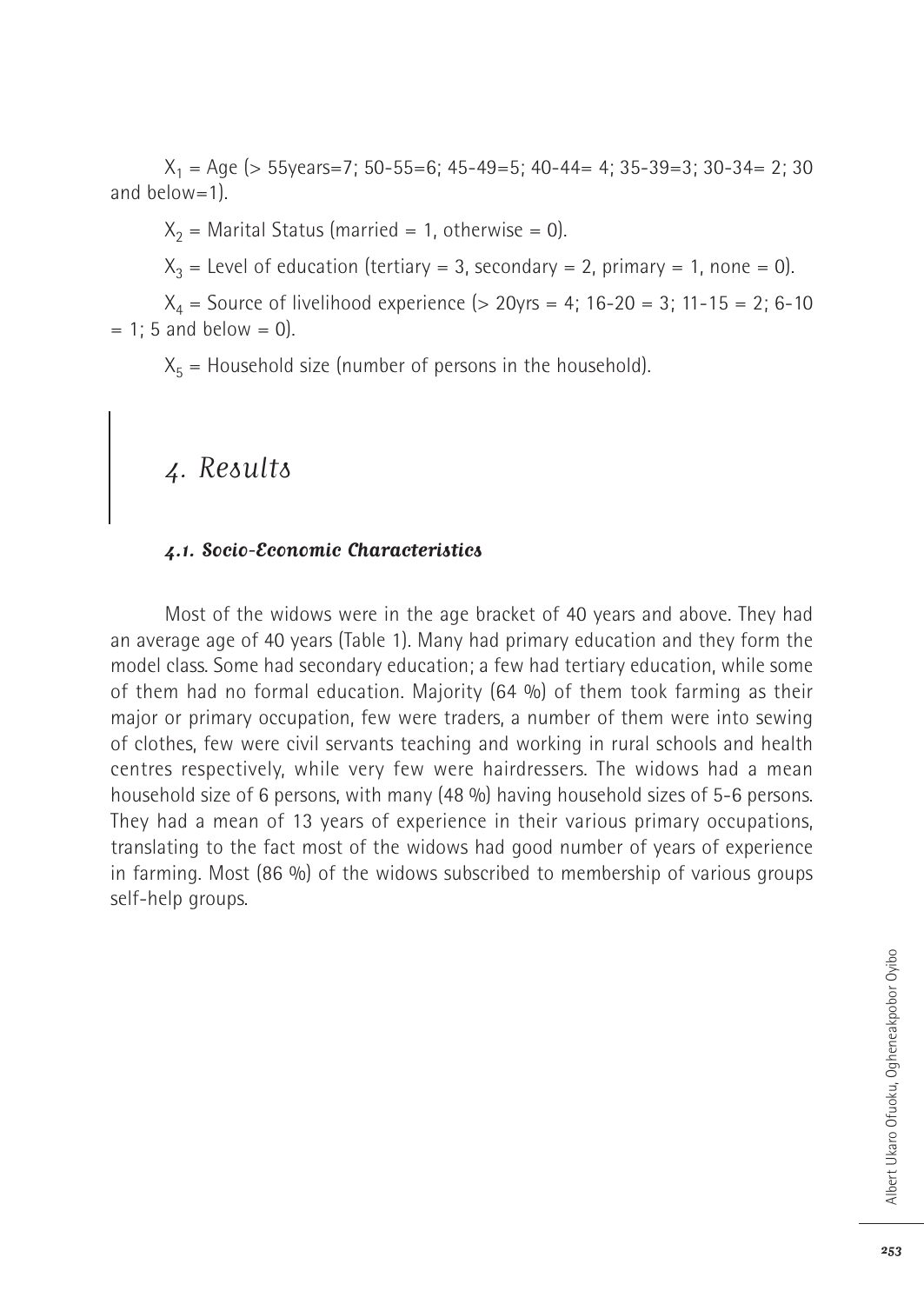$X_1$ = Age (> 55years=7; 50-55=6; 45-49=5; 40-44= 4; 35-39=3; 30-34= 2; 30 and below=1).

$X_2$ = Marital Status (married = 1, otherwise = 0).

$X_3$ = Level of education (tertiary = 3, secondary = 2, primary = 1, none = 0).

$X_4$ = Source of livelihood experience (> 20yrs = 4; 16-20 = 3; 11-15 = 2; 6-10 = 1; 5 and below = 0).

$X_5$ = Household size (number of persons in the household).

# *4. Results*

## *4.1. Socio-Economic Characteristics*

Most of the widows were in the age bracket of 40 years and above. They had an average age of 40 years (Table 1). Many had primary education and they form the model class. Some had secondary education; a few had tertiary education, while some of them had no formal education. Majority (64 %) of them took farming as their major or primary occupation, few were traders, a number of them were into sewing of clothes, few were civil servants teaching and working in rural schools and health centres respectively, while very few were hairdressers. The widows had a mean household size of 6 persons, with many (48 %) having household sizes of 5-6 persons. They had a mean of 13 years of experience in their various primary occupations, translating to the fact most of the widows had good number of years of experience in farming. Most (86 %) of the widows subscribed to membership of various groups self-help groups.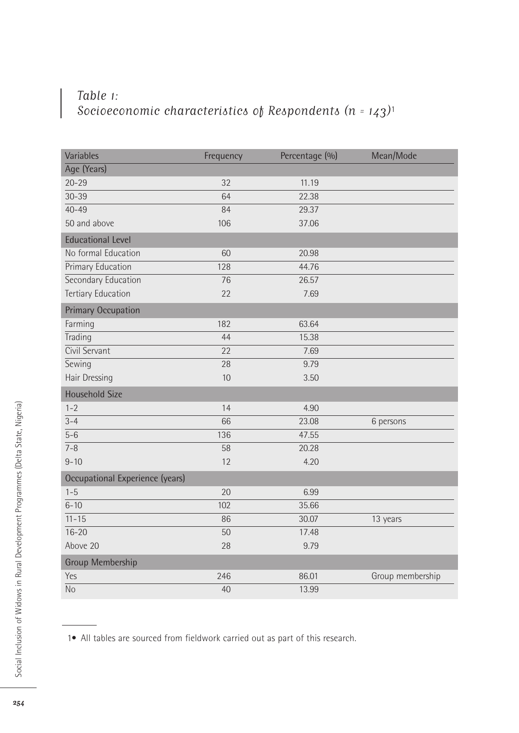*Table 1:*
*Socioeconomic characteristics of Respondents (n = 143)*[1]

| Variables | Frequency | Percentage (%) | Mean/Mode |
|---|---|---|---|
| **Age (Years)** | | | |
| 20-29 | 32 | 11.19 | |
| 30-39 | 64 | 22.38 | |
| 40-49 | 84 | 29.37 | |
| 50 and above | 106 | 37.06 | |
| **Educational Level** | | | |
| No formal Education | 60 | 20.98 | |
| Primary Education | 128 | 44.76 | |
| Secondary Education | 76 | 26.57 | |
| Tertiary Education | 22 | 7.69 | |
| **Primary Occupation** | | | |
| Farming | 182 | 63.64 | |
| Trading | 44 | 15.38 | |
| Civil Servant | 22 | 7.69 | |
| Sewing | 28 | 9.79 | |
| Hair Dressing | 10 | 3.50 | |
| **Household Size** | | | |
| 1-2 | 14 | 4.90 | |
| 3-4 | 66 | 23.08 | 6 persons |
| 5-6 | 136 | 47.55 | |
| 7-8 | 58 | 20.28 | |
| 9-10 | 12 | 4.20 | |
| **Occupational Experience (years)** | | | |
| 1-5 | 20 | 6.99 | |
| 6-10 | 102 | 35.66 | |
| 11-15 | 86 | 30.07 | 13 years |
| 16-20 | 50 | 17.48 | |
| Above 20 | 28 | 9.79 | |
| **Group Membership** | | | |
| Yes | 246 | 86.01 | Group membership |
| No | 40 | 13.99 | |

1• All tables are sourced from fieldwork carried out as part of this research.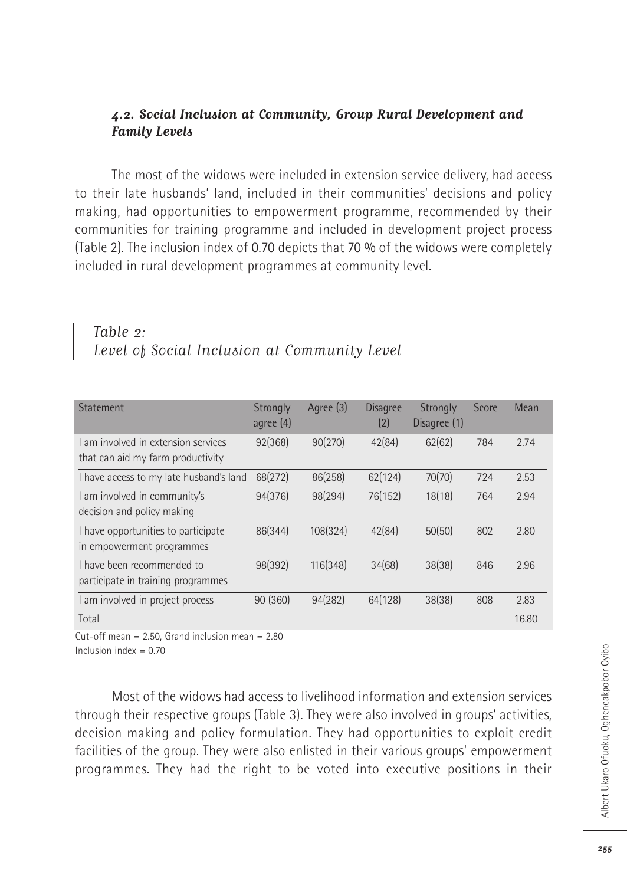### *4.2. Social Inclusion at Community, Group Rural Development and Family Levels*

The most of the widows were included in extension service delivery, had access to their late husbands' land, included in their communities' decisions and policy making, had opportunities to empowerment programme, recommended by their communities for training programme and included in development project process (Table 2). The inclusion index of 0.70 depicts that 70 % of the widows were completely included in rural development programmes at community level.

*Table 2:*
*Level of Social Inclusion at Community Level*

| Statement | Strongly agree (4) | Agree (3) | Disagree (2) | Strongly Disagree (1) | Score | Mean |
|---|---|---|---|---|---|---|
| I am involved in extension services that can aid my farm productivity | 92(368) | 90(270) | 42(84) | 62(62) | 784 | 2.74 |
| I have access to my late husband's land | 68(272) | 86(258) | 62(124) | 70(70) | 724 | 2.53 |
| I am involved in community's decision and policy making | 94(376) | 98(294) | 76(152) | 18(18) | 764 | 2.94 |
| I have opportunities to participate in empowerment programmes | 86(344) | 108(324) | 42(84) | 50(50) | 802 | 2.80 |
| I have been recommended to participate in training programmes | 98(392) | 116(348) | 34(68) | 38(38) | 846 | 2.96 |
| I am involved in project process | 90 (360) | 94(282) | 64(128) | 38(38) | 808 | 2.83 |
| Total | | | | | | 16.80 |

Cut-off mean = 2.50, Grand inclusion mean = 2.80
Inclusion index = 0.70

Most of the widows had access to livelihood information and extension services through their respective groups (Table 3). They were also involved in groups' activities, decision making and policy formulation. They had opportunities to exploit credit facilities of the group. They were also enlisted in their various groups' empowerment programmes. They had the right to be voted into executive positions in their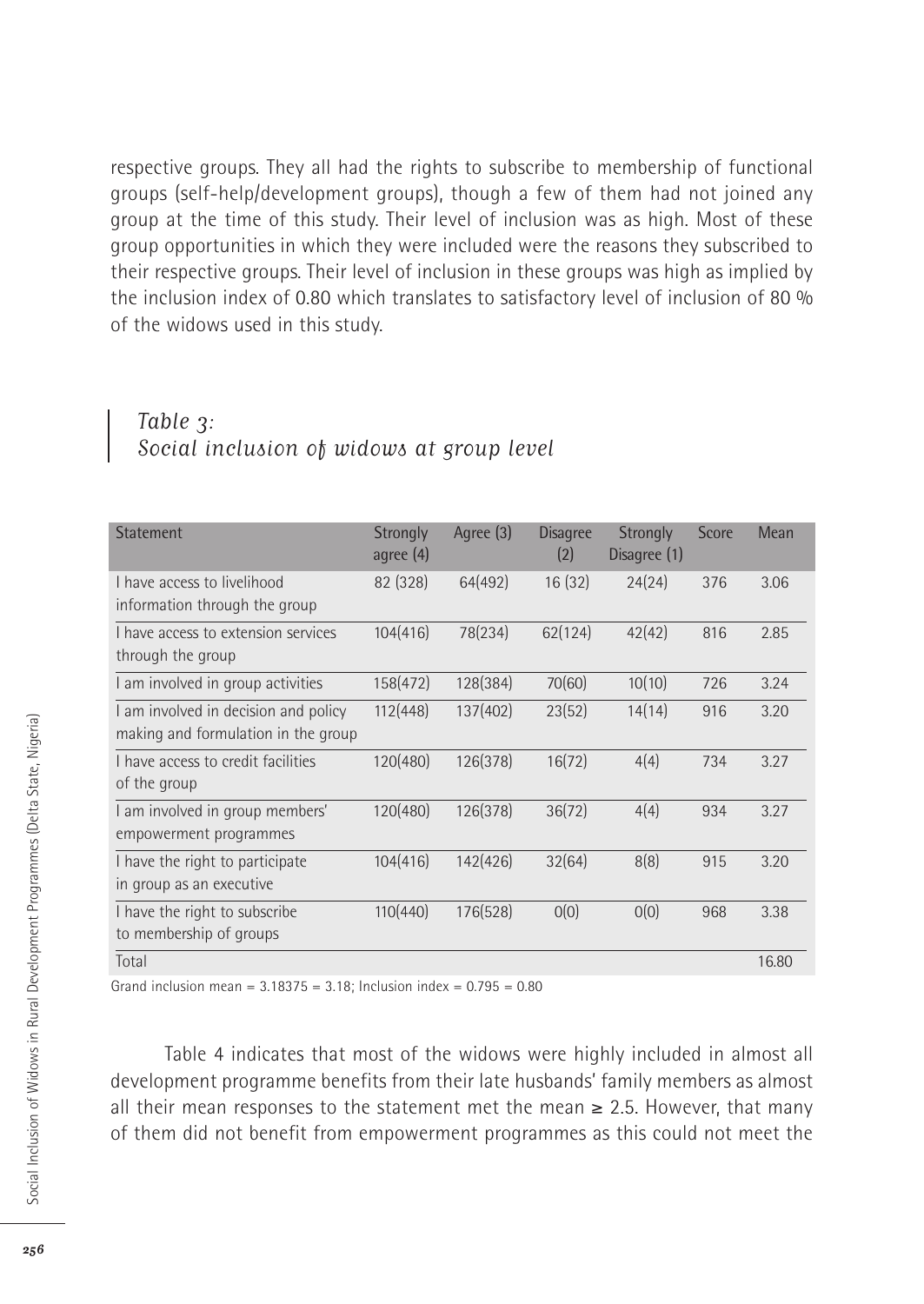respective groups. They all had the rights to subscribe to membership of functional groups (self-help/development groups), though a few of them had not joined any group at the time of this study. Their level of inclusion was as high. Most of these group opportunities in which they were included were the reasons they subscribed to their respective groups. Their level of inclusion in these groups was high as implied by the inclusion index of 0.80 which translates to satisfactory level of inclusion of 80 % of the widows used in this study.

*Table 3:*
*Social inclusion of widows at group level*

| Statement | Strongly agree (4) | Agree (3) | Disagree (2) | Strongly Disagree (1) | Score | Mean |
|---|---|---|---|---|---|---|
| I have access to livelihood information through the group | 82 (328) | 64(492) | 16 (32) | 24(24) | 376 | 3.06 |
| I have access to extension services through the group | 104(416) | 78(234) | 62(124) | 42(42) | 816 | 2.85 |
| I am involved in group activities | 158(472) | 128(384) | 70(60) | 10(10) | 726 | 3.24 |
| I am involved in decision and policy making and formulation in the group | 112(448) | 137(402) | 23(52) | 14(14) | 916 | 3.20 |
| I have access to credit facilities of the group | 120(480) | 126(378) | 16(72) | 4(4) | 734 | 3.27 |
| I am involved in group members' empowerment programmes | 120(480) | 126(378) | 36(72) | 4(4) | 934 | 3.27 |
| I have the right to participate in group as an executive | 104(416) | 142(426) | 32(64) | 8(8) | 915 | 3.20 |
| I have the right to subscribe to membership of groups | 110(440) | 176(528) | 0(0) | 0(0) | 968 | 3.38 |
| Total | | | | | | 16.80 |

Grand inclusion mean = 3.18375 = 3.18; Inclusion index = 0.795 = 0.80

Table 4 indicates that most of the widows were highly included in almost all development programme benefits from their late husbands' family members as almost all their mean responses to the statement met the mean ≥ 2.5. However, that many of them did not benefit from empowerment programmes as this could not meet the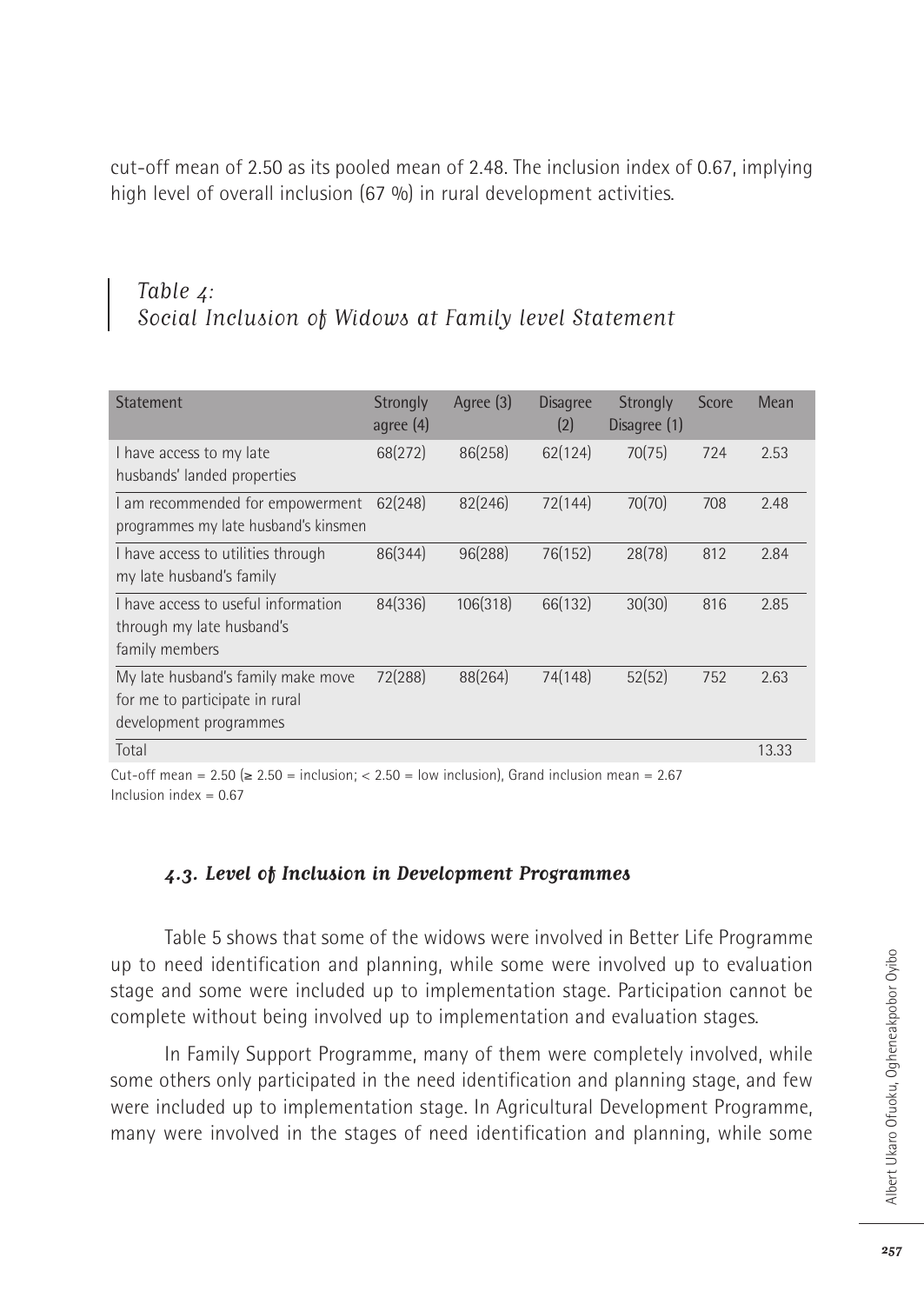cut-off mean of 2.50 as its pooled mean of 2.48. The inclusion index of 0.67, implying high level of overall inclusion (67 %) in rural development activities.

*Table 4:*
*Social Inclusion of Widows at Family level Statement*

| Statement | Strongly agree (4) | Agree (3) | Disagree (2) | Strongly Disagree (1) | Score | Mean |
|---|---|---|---|---|---|---|
| I have access to my late husbands' landed properties | 68(272) | 86(258) | 62(124) | 70(75) | 724 | 2.53 |
| I am recommended for empowerment programmes my late husband's kinsmen | 62(248) | 82(246) | 72(144) | 70(70) | 708 | 2.48 |
| I have access to utilities through my late husband's family | 86(344) | 96(288) | 76(152) | 28(78) | 812 | 2.84 |
| I have access to useful information through my late husband's family members | 84(336) | 106(318) | 66(132) | 30(30) | 816 | 2.85 |
| My late husband's family make move for me to participate in rural development programmes | 72(288) | 88(264) | 74(148) | 52(52) | 752 | 2.63 |
| Total | | | | | | 13.33 |

Cut-off mean = 2.50 (≥ 2.50 = inclusion; < 2.50 = low inclusion), Grand inclusion mean = 2.67
Inclusion index = 0.67

### *4.3. Level of Inclusion in Development Programmes*

Table 5 shows that some of the widows were involved in Better Life Programme up to need identification and planning, while some were involved up to evaluation stage and some were included up to implementation stage. Participation cannot be complete without being involved up to implementation and evaluation stages.

In Family Support Programme, many of them were completely involved, while some others only participated in the need identification and planning stage, and few were included up to implementation stage. In Agricultural Development Programme, many were involved in the stages of need identification and planning, while some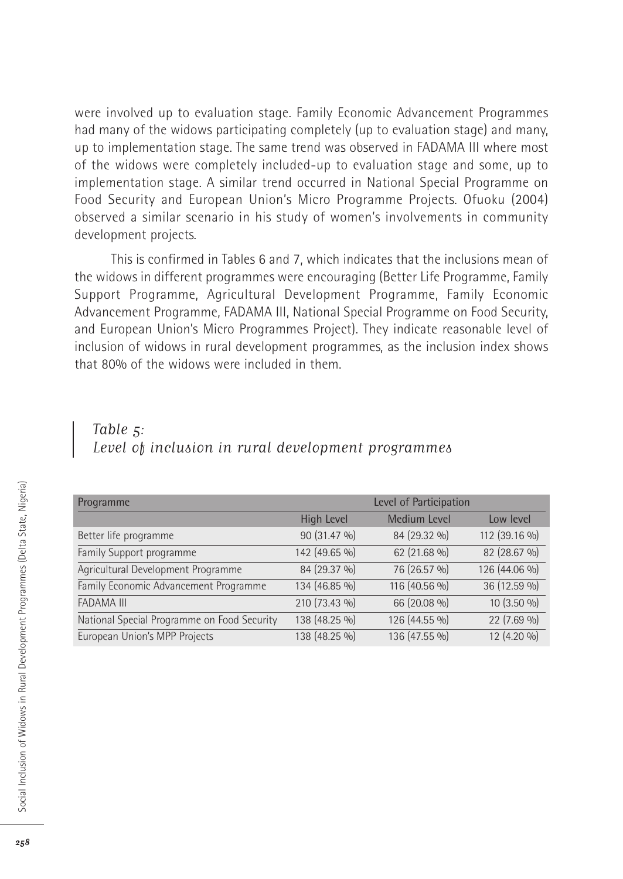were involved up to evaluation stage. Family Economic Advancement Programmes had many of the widows participating completely (up to evaluation stage) and many, up to implementation stage. The same trend was observed in FADAMA III where most of the widows were completely included-up to evaluation stage and some, up to implementation stage. A similar trend occurred in National Special Programme on Food Security and European Union's Micro Programme Projects. Ofuoku (2004) observed a similar scenario in his study of women's involvements in community development projects.

This is confirmed in Tables 6 and 7, which indicates that the inclusions mean of the widows in different programmes were encouraging (Better Life Programme, Family Support Programme, Agricultural Development Programme, Family Economic Advancement Programme, FADAMA III, National Special Programme on Food Security, and European Union's Micro Programmes Project). They indicate reasonable level of inclusion of widows in rural development programmes, as the inclusion index shows that 80% of the widows were included in them.

*Table 5:*
*Level of inclusion in rural development programmes*

| Programme | Level of Participation | | |
|---|---|---|---|
| | High Level | Medium Level | Low level |
| Better life programme | 90 (31.47 %) | 84 (29.32 %) | 112 (39.16 %) |
| Family Support programme | 142 (49.65 %) | 62 (21.68 %) | 82 (28.67 %) |
| Agricultural Development Programme | 84 (29.37 %) | 76 (26.57 %) | 126 (44.06 %) |
| Family Economic Advancement Programme | 134 (46.85 %) | 116 (40.56 %) | 36 (12.59 %) |
| FADAMA III | 210 (73.43 %) | 66 (20.08 %) | 10 (3.50 %) |
| National Special Programme on Food Security | 138 (48.25 %) | 126 (44.55 %) | 22 (7.69 %) |
| European Union's MPP Projects | 138 (48.25 %) | 136 (47.55 %) | 12 (4.20 %) |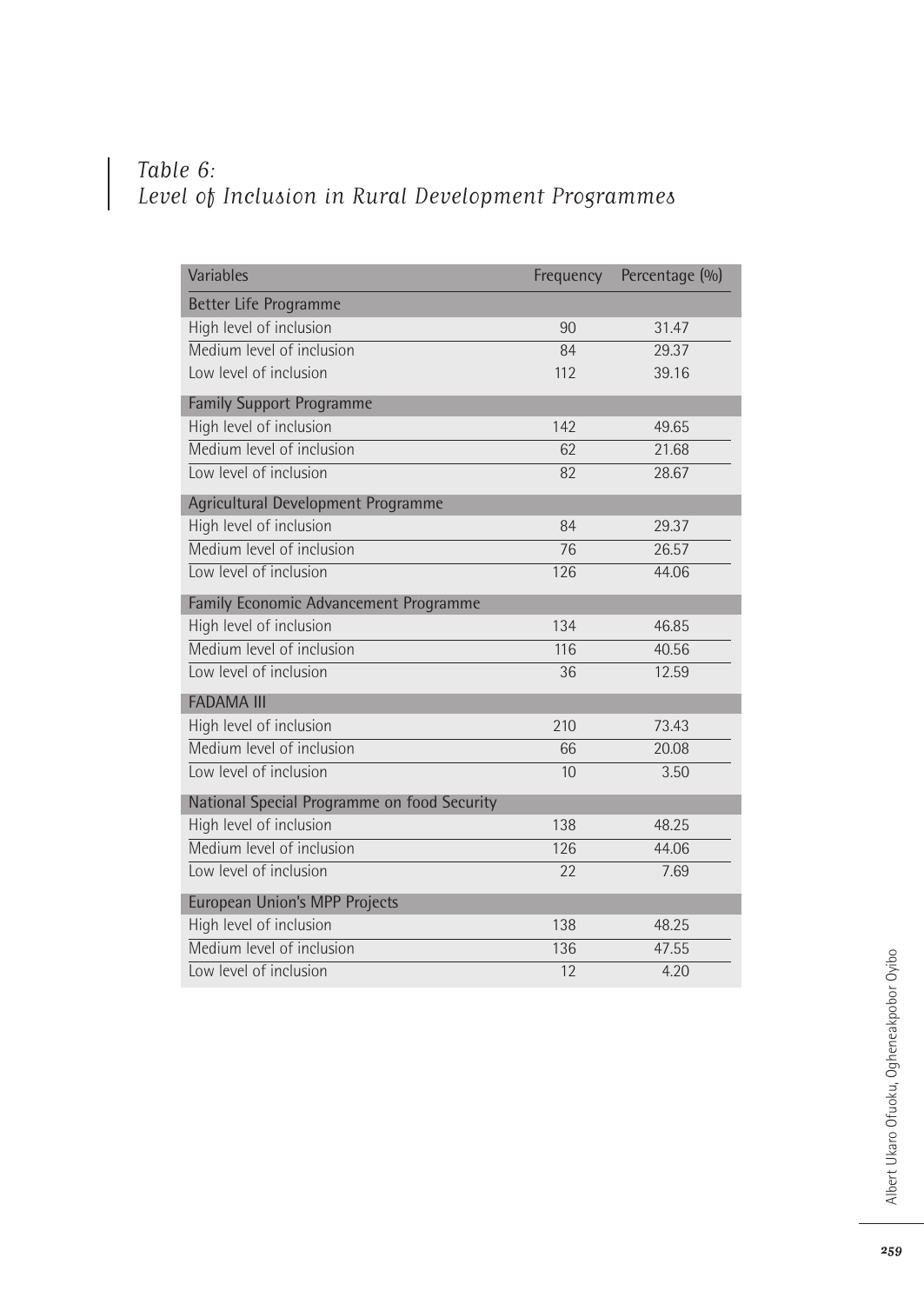*Table 6:*
*Level of Inclusion in Rural Development Programmes*

| Variables | Frequency | Percentage (%) |
|---|---|---|
| Better Life Programme | | |
| High level of inclusion | 90 | 31.47 |
| Medium level of inclusion | 84 | 29.37 |
| Low level of inclusion | 112 | 39.16 |
| Family Support Programme | | |
| High level of inclusion | 142 | 49.65 |
| Medium level of inclusion | 62 | 21.68 |
| Low level of inclusion | 82 | 28.67 |
| Agricultural Development Programme | | |
| High level of inclusion | 84 | 29.37 |
| Medium level of inclusion | 76 | 26.57 |
| Low level of inclusion | 126 | 44.06 |
| Family Economic Advancement Programme | | |
| High level of inclusion | 134 | 46.85 |
| Medium level of inclusion | 116 | 40.56 |
| Low level of inclusion | 36 | 12.59 |
| FADAMA III | | |
| High level of inclusion | 210 | 73.43 |
| Medium level of inclusion | 66 | 20.08 |
| Low level of inclusion | 10 | 3.50 |
| National Special Programme on food Security | | |
| High level of inclusion | 138 | 48.25 |
| Medium level of inclusion | 126 | 44.06 |
| Low level of inclusion | 22 | 7.69 |
| European Union's MPP Projects | | |
| High level of inclusion | 138 | 48.25 |
| Medium level of inclusion | 136 | 47.55 |
| Low level of inclusion | 12 | 4.20 |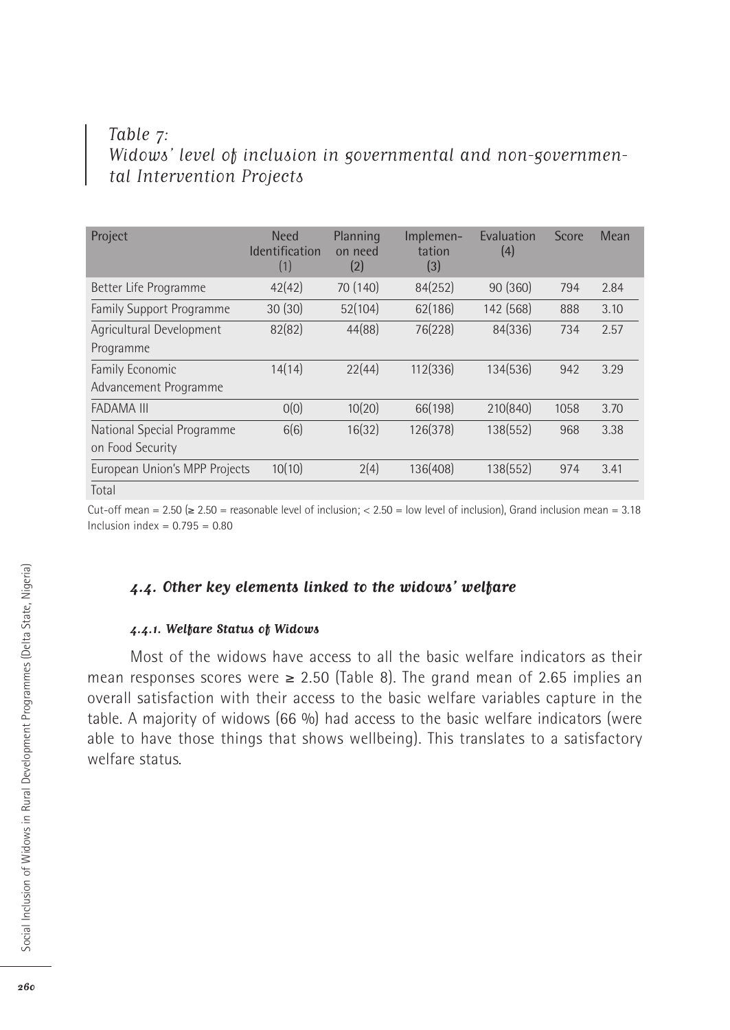*Table 7:*
*Widows' level of inclusion in governmental and non-governmental Intervention Projects*

| Project | Need Identification (1) | Planning on need (2) | Implementation (3) | Evaluation (4) | Score | Mean |
|---|---|---|---|---|---|---|
| Better Life Programme | 42(42) | 70 (140) | 84(252) | 90 (360) | 794 | 2.84 |
| Family Support Programme | 30 (30) | 52(104) | 62(186) | 142 (568) | 888 | 3.10 |
| Agricultural Development Programme | 82(82) | 44(88) | 76(228) | 84(336) | 734 | 2.57 |
| Family Economic Advancement Programme | 14(14) | 22(44) | 112(336) | 134(536) | 942 | 3.29 |
| FADAMA III | 0(0) | 10(20) | 66(198) | 210(840) | 1058 | 3.70 |
| National Special Programme on Food Security | 6(6) | 16(32) | 126(378) | 138(552) | 968 | 3.38 |
| European Union's MPP Projects | 10(10) | 2(4) | 136(408) | 138(552) | 974 | 3.41 |
| Total | | | | | | |

Cut-off mean = 2.50 (≥ 2.50 = reasonable level of inclusion; < 2.50 = low level of inclusion), Grand inclusion mean = 3.18
Inclusion index = 0.795 = 0.80

### *4.4. Other key elements linked to the widows' welfare*

#### *4.4.1. Welfare Status of Widows*

Most of the widows have access to all the basic welfare indicators as their mean responses scores were ≥ 2.50 (Table 8). The grand mean of 2.65 implies an overall satisfaction with their access to the basic welfare variables capture in the table. A majority of widows (66 %) had access to the basic welfare indicators (were able to have those things that shows wellbeing). This translates to a satisfactory welfare status.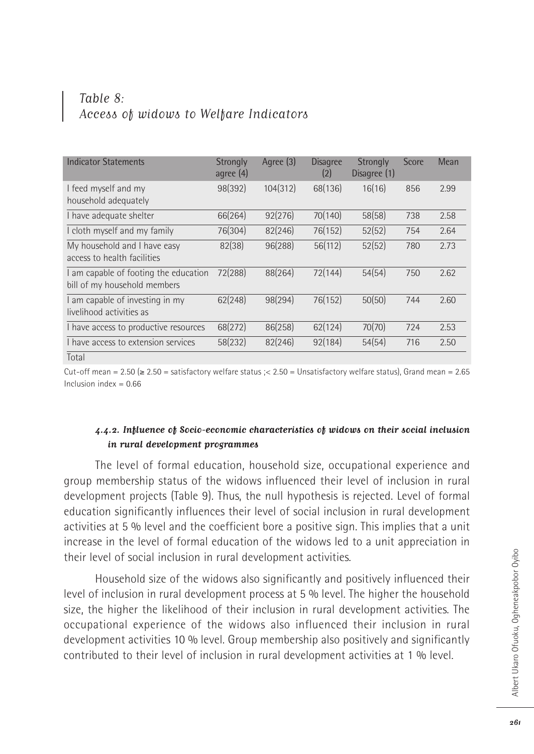*Table 8:*
*Access of widows to Welfare Indicators*

| Indicator Statements | Strongly agree (4) | Agree (3) | Disagree (2) | Strongly Disagree (1) | Score | Mean |
|---|---|---|---|---|---|---|
| I feed myself and my household adequately | 98(392) | 104(312) | 68(136) | 16(16) | 856 | 2.99 |
| I have adequate shelter | 66(264) | 92(276) | 70(140) | 58(58) | 738 | 2.58 |
| I cloth myself and my family | 76(304) | 82(246) | 76(152) | 52(52) | 754 | 2.64 |
| My household and I have easy access to health facilities | 82(38) | 96(288) | 56(112) | 52(52) | 780 | 2.73 |
| I am capable of footing the education bill of my household members | 72(288) | 88(264) | 72(144) | 54(54) | 750 | 2.62 |
| I am capable of investing in my livelihood activities as | 62(248) | 98(294) | 76(152) | 50(50) | 744 | 2.60 |
| I have access to productive resources | 68(272) | 86(258) | 62(124) | 70(70) | 724 | 2.53 |
| I have access to extension services | 58(232) | 82(246) | 92(184) | 54(54) | 716 | 2.50 |
| Total | | | | | | |

Cut-off mean = 2.50 (≥ 2.50 = satisfactory welfare status ;< 2.50 = Unsatisfactory welfare status), Grand mean = 2.65
Inclusion index = 0.66

#### *4.4.2. Influence of Socio-economic characteristics of widows on their social inclusion in rural development programmes*

The level of formal education, household size, occupational experience and group membership status of the widows influenced their level of inclusion in rural development projects (Table 9). Thus, the null hypothesis is rejected. Level of formal education significantly influences their level of social inclusion in rural development activities at 5 % level and the coefficient bore a positive sign. This implies that a unit increase in the level of formal education of the widows led to a unit appreciation in their level of social inclusion in rural development activities.

Household size of the widows also significantly and positively influenced their level of inclusion in rural development process at 5 % level. The higher the household size, the higher the likelihood of their inclusion in rural development activities. The occupational experience of the widows also influenced their inclusion in rural development activities 10 % level. Group membership also positively and significantly contributed to their level of inclusion in rural development activities at 1 % level.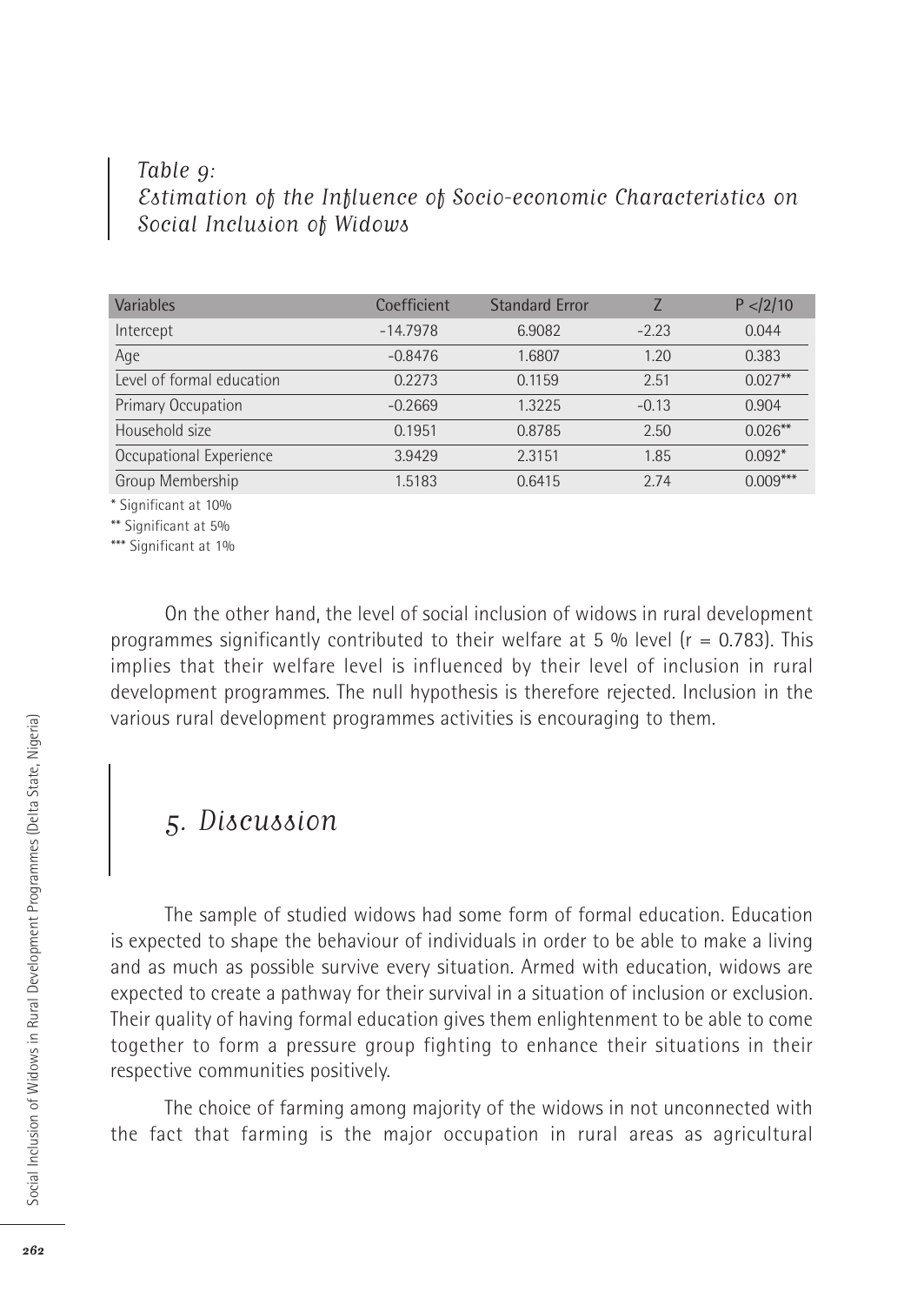*Table 9:*
*Estimation of the Influence of Socio-economic Characteristics on Social Inclusion of Widows*

| Variables | Coefficient | Standard Error | Z | P </2/10 |
|---|---|---|---|---|
| Intercept | -14.7978 | 6.9082 | -2.23 | 0.044 |
| Age | -0.8476 | 1.6807 | 1.20 | 0.383 |
| Level of formal education | 0.2273 | 0.1159 | 2.51 | 0.027** |
| Primary Occupation | -0.2669 | 1.3225 | -0.13 | 0.904 |
| Household size | 0.1951 | 0.8785 | 2.50 | 0.026** |
| Occupational Experience | 3.9429 | 2.3151 | 1.85 | 0.092* |
| Group Membership | 1.5183 | 0.6415 | 2.74 | 0.009*** |

\* Significant at 10%

\** Significant at 5%

\*** Significant at 1%

On the other hand, the level of social inclusion of widows in rural development programmes significantly contributed to their welfare at 5 % level ($r = 0.783$). This implies that their welfare level is influenced by their level of inclusion in rural development programmes. The null hypothesis is therefore rejected. Inclusion in the various rural development programmes activities is encouraging to them.

## *5. Discussion*

The sample of studied widows had some form of formal education. Education is expected to shape the behaviour of individuals in order to be able to make a living and as much as possible survive every situation. Armed with education, widows are expected to create a pathway for their survival in a situation of inclusion or exclusion. Their quality of having formal education gives them enlightenment to be able to come together to form a pressure group fighting to enhance their situations in their respective communities positively.

The choice of farming among majority of the widows in not unconnected with the fact that farming is the major occupation in rural areas as agricultural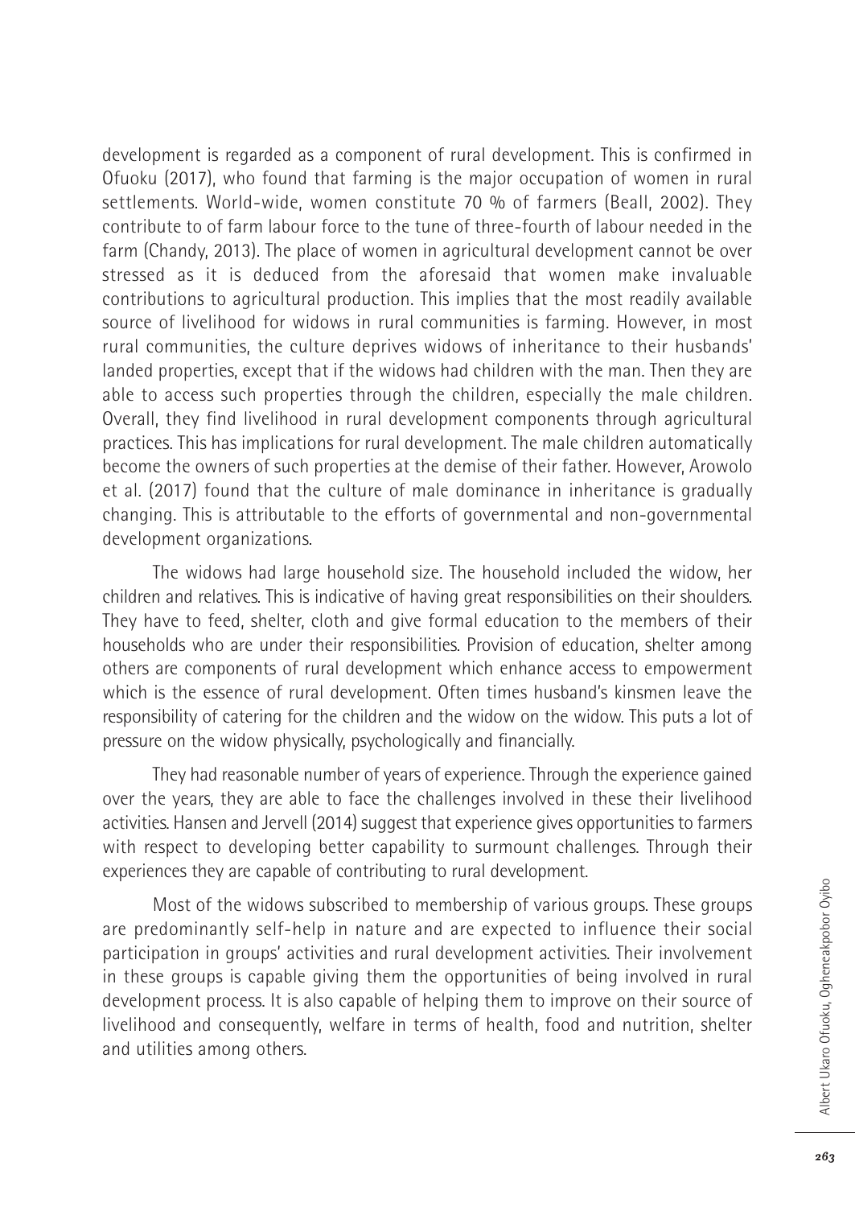development is regarded as a component of rural development. This is confirmed in Ofuoku (2017), who found that farming is the major occupation of women in rural settlements. World-wide, women constitute 70 % of farmers (Beall, 2002). They contribute to of farm labour force to the tune of three-fourth of labour needed in the farm (Chandy, 2013). The place of women in agricultural development cannot be over stressed as it is deduced from the aforesaid that women make invaluable contributions to agricultural production. This implies that the most readily available source of livelihood for widows in rural communities is farming. However, in most rural communities, the culture deprives widows of inheritance to their husbands' landed properties, except that if the widows had children with the man. Then they are able to access such properties through the children, especially the male children. Overall, they find livelihood in rural development components through agricultural practices. This has implications for rural development. The male children automatically become the owners of such properties at the demise of their father. However, Arowolo et al. (2017) found that the culture of male dominance in inheritance is gradually changing. This is attributable to the efforts of governmental and non-governmental development organizations.

The widows had large household size. The household included the widow, her children and relatives. This is indicative of having great responsibilities on their shoulders. They have to feed, shelter, cloth and give formal education to the members of their households who are under their responsibilities. Provision of education, shelter among others are components of rural development which enhance access to empowerment which is the essence of rural development. Often times husband's kinsmen leave the responsibility of catering for the children and the widow on the widow. This puts a lot of pressure on the widow physically, psychologically and financially.

They had reasonable number of years of experience. Through the experience gained over the years, they are able to face the challenges involved in these their livelihood activities. Hansen and Jervell (2014) suggest that experience gives opportunities to farmers with respect to developing better capability to surmount challenges. Through their experiences they are capable of contributing to rural development.

Most of the widows subscribed to membership of various groups. These groups are predominantly self-help in nature and are expected to influence their social participation in groups' activities and rural development activities. Their involvement in these groups is capable giving them the opportunities of being involved in rural development process. It is also capable of helping them to improve on their source of livelihood and consequently, welfare in terms of health, food and nutrition, shelter and utilities among others.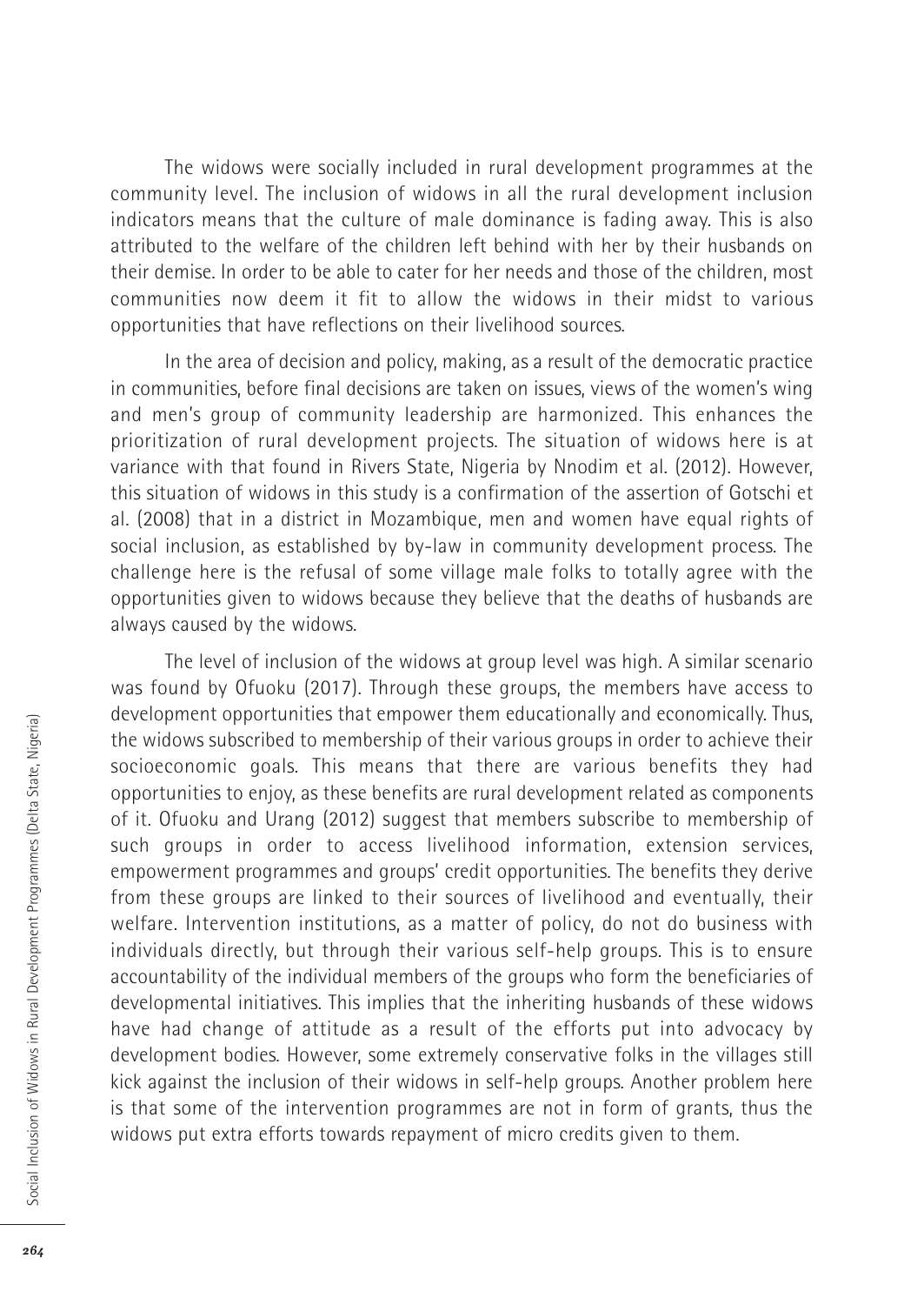The widows were socially included in rural development programmes at the community level. The inclusion of widows in all the rural development inclusion indicators means that the culture of male dominance is fading away. This is also attributed to the welfare of the children left behind with her by their husbands on their demise. In order to be able to cater for her needs and those of the children, most communities now deem it fit to allow the widows in their midst to various opportunities that have reflections on their livelihood sources.

In the area of decision and policy, making, as a result of the democratic practice in communities, before final decisions are taken on issues, views of the women's wing and men's group of community leadership are harmonized. This enhances the prioritization of rural development projects. The situation of widows here is at variance with that found in Rivers State, Nigeria by Nnodim et al. (2012). However, this situation of widows in this study is a confirmation of the assertion of Gotschi et al. (2008) that in a district in Mozambique, men and women have equal rights of social inclusion, as established by by-law in community development process. The challenge here is the refusal of some village male folks to totally agree with the opportunities given to widows because they believe that the deaths of husbands are always caused by the widows.

The level of inclusion of the widows at group level was high. A similar scenario was found by Ofuoku (2017). Through these groups, the members have access to development opportunities that empower them educationally and economically. Thus, the widows subscribed to membership of their various groups in order to achieve their socioeconomic goals. This means that there are various benefits they had opportunities to enjoy, as these benefits are rural development related as components of it. Ofuoku and Urang (2012) suggest that members subscribe to membership of such groups in order to access livelihood information, extension services, empowerment programmes and groups' credit opportunities. The benefits they derive from these groups are linked to their sources of livelihood and eventually, their welfare. Intervention institutions, as a matter of policy, do not do business with individuals directly, but through their various self-help groups. This is to ensure accountability of the individual members of the groups who form the beneficiaries of developmental initiatives. This implies that the inheriting husbands of these widows have had change of attitude as a result of the efforts put into advocacy by development bodies. However, some extremely conservative folks in the villages still kick against the inclusion of their widows in self-help groups. Another problem here is that some of the intervention programmes are not in form of grants, thus the widows put extra efforts towards repayment of micro credits given to them.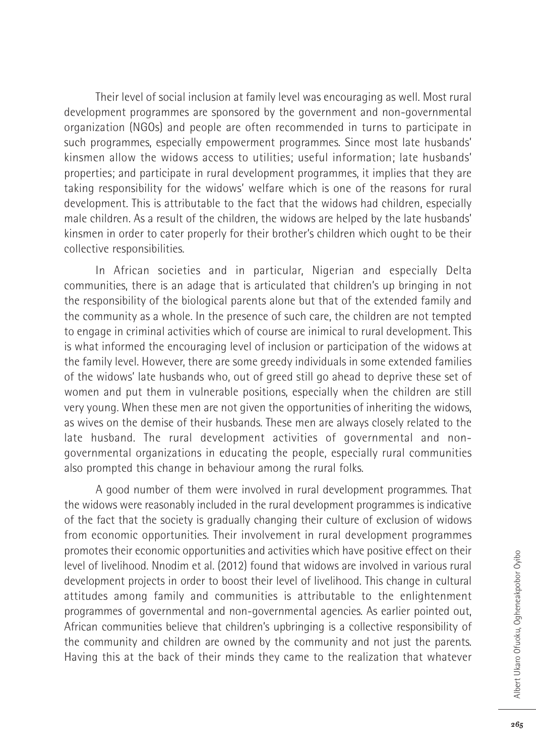Their level of social inclusion at family level was encouraging as well. Most rural development programmes are sponsored by the government and non-governmental organization (NGOs) and people are often recommended in turns to participate in such programmes, especially empowerment programmes. Since most late husbands' kinsmen allow the widows access to utilities; useful information; late husbands' properties; and participate in rural development programmes, it implies that they are taking responsibility for the widows' welfare which is one of the reasons for rural development. This is attributable to the fact that the widows had children, especially male children. As a result of the children, the widows are helped by the late husbands' kinsmen in order to cater properly for their brother's children which ought to be their collective responsibilities.

In African societies and in particular, Nigerian and especially Delta communities, there is an adage that is articulated that children's up bringing in not the responsibility of the biological parents alone but that of the extended family and the community as a whole. In the presence of such care, the children are not tempted to engage in criminal activities which of course are inimical to rural development. This is what informed the encouraging level of inclusion or participation of the widows at the family level. However, there are some greedy individuals in some extended families of the widows' late husbands who, out of greed still go ahead to deprive these set of women and put them in vulnerable positions, especially when the children are still very young. When these men are not given the opportunities of inheriting the widows, as wives on the demise of their husbands. These men are always closely related to the late husband. The rural development activities of governmental and non-governmental organizations in educating the people, especially rural communities also prompted this change in behaviour among the rural folks.

A good number of them were involved in rural development programmes. That the widows were reasonably included in the rural development programmes is indicative of the fact that the society is gradually changing their culture of exclusion of widows from economic opportunities. Their involvement in rural development programmes promotes their economic opportunities and activities which have positive effect on their level of livelihood. Nnodim et al. (2012) found that widows are involved in various rural development projects in order to boost their level of livelihood. This change in cultural attitudes among family and communities is attributable to the enlightenment programmes of governmental and non-governmental agencies. As earlier pointed out, African communities believe that children's upbringing is a collective responsibility of the community and children are owned by the community and not just the parents. Having this at the back of their minds they came to the realization that whatever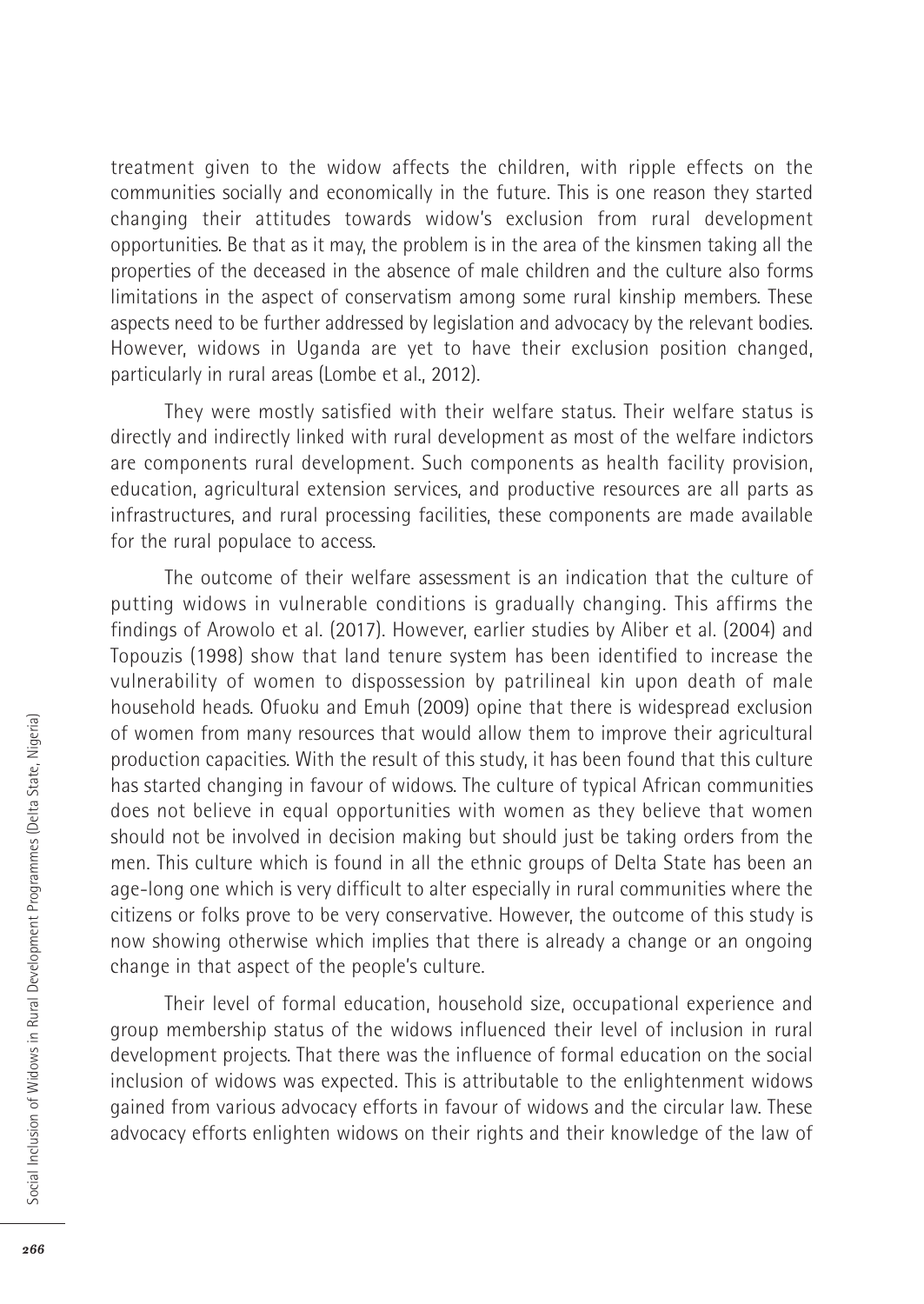treatment given to the widow affects the children, with ripple effects on the communities socially and economically in the future. This is one reason they started changing their attitudes towards widow's exclusion from rural development opportunities. Be that as it may, the problem is in the area of the kinsmen taking all the properties of the deceased in the absence of male children and the culture also forms limitations in the aspect of conservatism among some rural kinship members. These aspects need to be further addressed by legislation and advocacy by the relevant bodies. However, widows in Uganda are yet to have their exclusion position changed, particularly in rural areas (Lombe et al., 2012).

They were mostly satisfied with their welfare status. Their welfare status is directly and indirectly linked with rural development as most of the welfare indictors are components rural development. Such components as health facility provision, education, agricultural extension services, and productive resources are all parts as infrastructures, and rural processing facilities, these components are made available for the rural populace to access.

The outcome of their welfare assessment is an indication that the culture of putting widows in vulnerable conditions is gradually changing. This affirms the findings of Arowolo et al. (2017). However, earlier studies by Aliber et al. (2004) and Topouzis (1998) show that land tenure system has been identified to increase the vulnerability of women to dispossession by patrilineal kin upon death of male household heads. Ofuoku and Emuh (2009) opine that there is widespread exclusion of women from many resources that would allow them to improve their agricultural production capacities. With the result of this study, it has been found that this culture has started changing in favour of widows. The culture of typical African communities does not believe in equal opportunities with women as they believe that women should not be involved in decision making but should just be taking orders from the men. This culture which is found in all the ethnic groups of Delta State has been an age-long one which is very difficult to alter especially in rural communities where the citizens or folks prove to be very conservative. However, the outcome of this study is now showing otherwise which implies that there is already a change or an ongoing change in that aspect of the people's culture.

Their level of formal education, household size, occupational experience and group membership status of the widows influenced their level of inclusion in rural development projects. That there was the influence of formal education on the social inclusion of widows was expected. This is attributable to the enlightenment widows gained from various advocacy efforts in favour of widows and the circular law. These advocacy efforts enlighten widows on their rights and their knowledge of the law of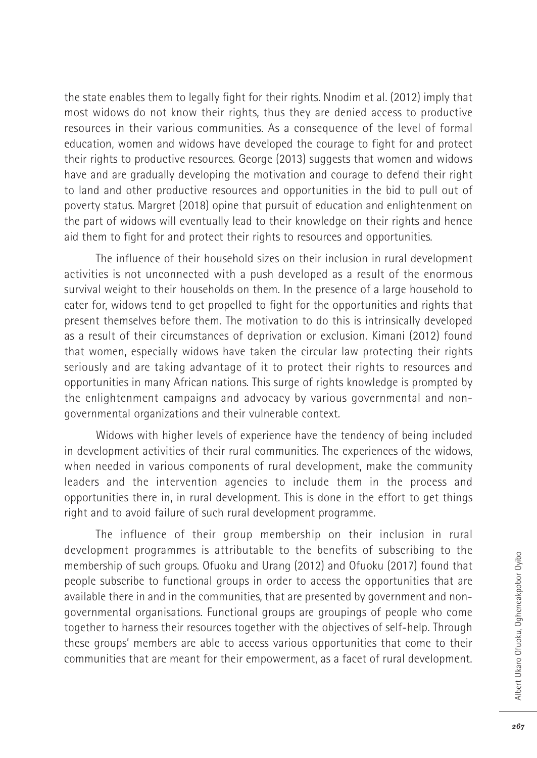the state enables them to legally fight for their rights. Nnodim et al. (2012) imply that most widows do not know their rights, thus they are denied access to productive resources in their various communities. As a consequence of the level of formal education, women and widows have developed the courage to fight for and protect their rights to productive resources. George (2013) suggests that women and widows have and are gradually developing the motivation and courage to defend their right to land and other productive resources and opportunities in the bid to pull out of poverty status. Margret (2018) opine that pursuit of education and enlightenment on the part of widows will eventually lead to their knowledge on their rights and hence aid them to fight for and protect their rights to resources and opportunities.

The influence of their household sizes on their inclusion in rural development activities is not unconnected with a push developed as a result of the enormous survival weight to their households on them. In the presence of a large household to cater for, widows tend to get propelled to fight for the opportunities and rights that present themselves before them. The motivation to do this is intrinsically developed as a result of their circumstances of deprivation or exclusion. Kimani (2012) found that women, especially widows have taken the circular law protecting their rights seriously and are taking advantage of it to protect their rights to resources and opportunities in many African nations. This surge of rights knowledge is prompted by the enlightenment campaigns and advocacy by various governmental and non-governmental organizations and their vulnerable context.

Widows with higher levels of experience have the tendency of being included in development activities of their rural communities. The experiences of the widows, when needed in various components of rural development, make the community leaders and the intervention agencies to include them in the process and opportunities there in, in rural development. This is done in the effort to get things right and to avoid failure of such rural development programme.

The influence of their group membership on their inclusion in rural development programmes is attributable to the benefits of subscribing to the membership of such groups. Ofuoku and Urang (2012) and Ofuoku (2017) found that people subscribe to functional groups in order to access the opportunities that are available there in and in the communities, that are presented by government and non-governmental organisations. Functional groups are groupings of people who come together to harness their resources together with the objectives of self-help. Through these groups' members are able to access various opportunities that come to their communities that are meant for their empowerment, as a facet of rural development.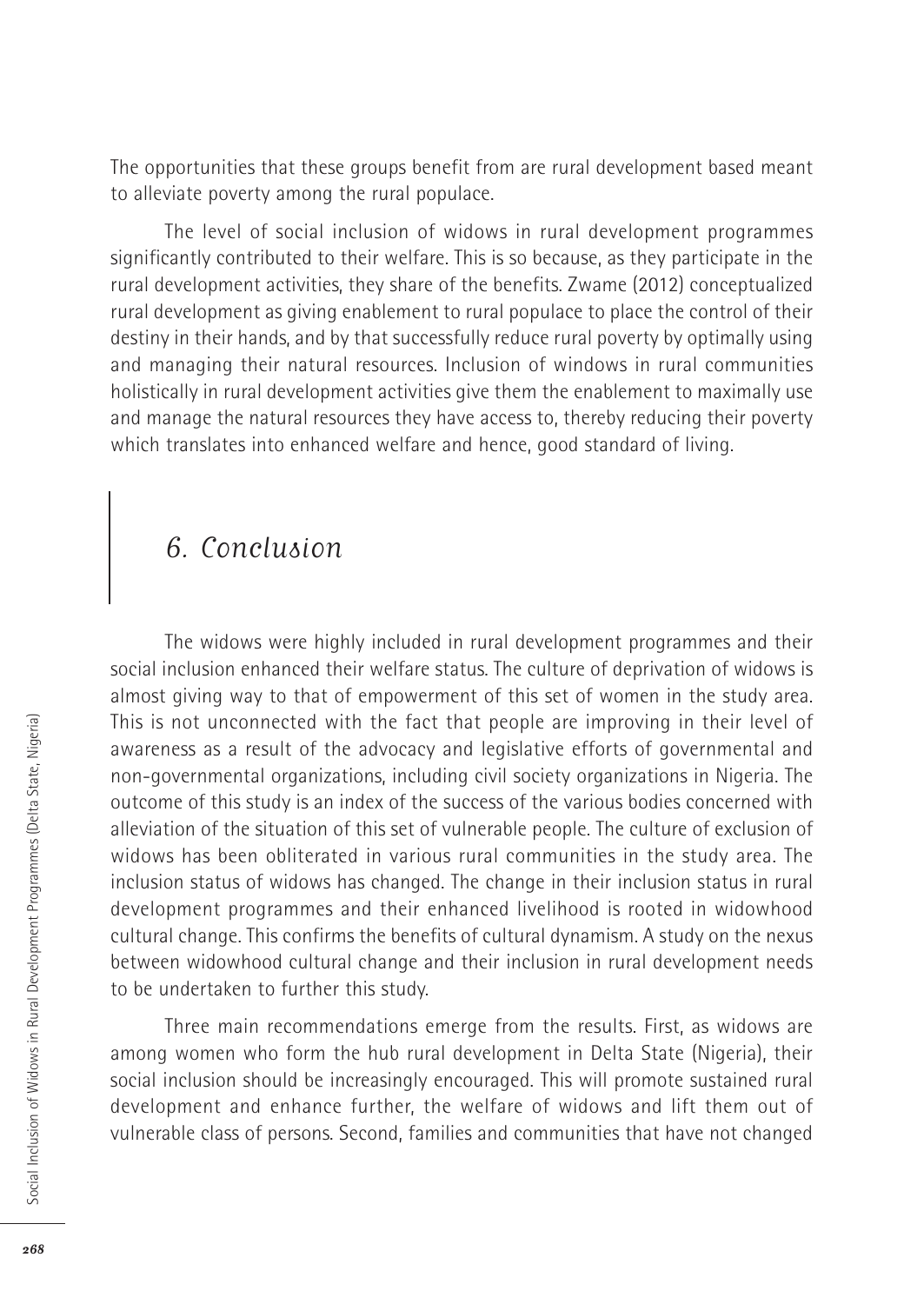The opportunities that these groups benefit from are rural development based meant to alleviate poverty among the rural populace.

The level of social inclusion of widows in rural development programmes significantly contributed to their welfare. This is so because, as they participate in the rural development activities, they share of the benefits. Zwame (2012) conceptualized rural development as giving enablement to rural populace to place the control of their destiny in their hands, and by that successfully reduce rural poverty by optimally using and managing their natural resources. Inclusion of windows in rural communities holistically in rural development activities give them the enablement to maximally use and manage the natural resources they have access to, thereby reducing their poverty which translates into enhanced welfare and hence, good standard of living.

## *6. Conclusion*

The widows were highly included in rural development programmes and their social inclusion enhanced their welfare status. The culture of deprivation of widows is almost giving way to that of empowerment of this set of women in the study area. This is not unconnected with the fact that people are improving in their level of awareness as a result of the advocacy and legislative efforts of governmental and non-governmental organizations, including civil society organizations in Nigeria. The outcome of this study is an index of the success of the various bodies concerned with alleviation of the situation of this set of vulnerable people. The culture of exclusion of widows has been obliterated in various rural communities in the study area. The inclusion status of widows has changed. The change in their inclusion status in rural development programmes and their enhanced livelihood is rooted in widowhood cultural change. This confirms the benefits of cultural dynamism. A study on the nexus between widowhood cultural change and their inclusion in rural development needs to be undertaken to further this study.

Three main recommendations emerge from the results. First, as widows are among women who form the hub rural development in Delta State (Nigeria), their social inclusion should be increasingly encouraged. This will promote sustained rural development and enhance further, the welfare of widows and lift them out of vulnerable class of persons. Second, families and communities that have not changed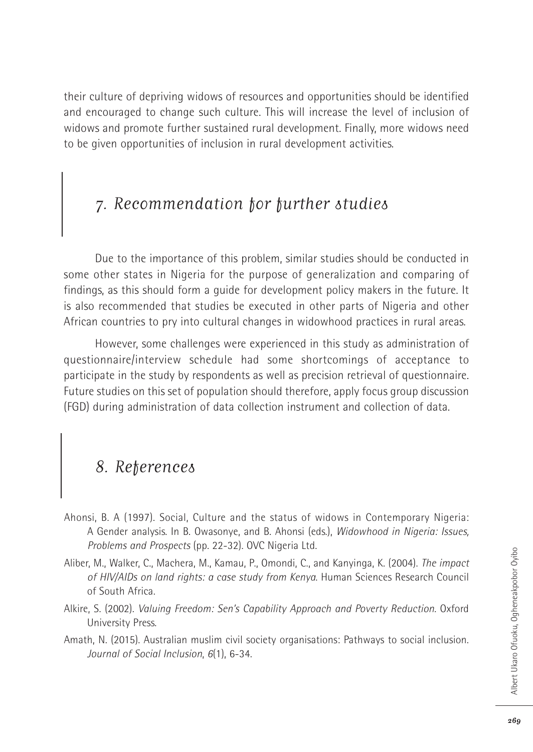their culture of depriving widows of resources and opportunities should be identified and encouraged to change such culture. This will increase the level of inclusion of widows and promote further sustained rural development. Finally, more widows need to be given opportunities of inclusion in rural development activities.

## 7. Recommendation for further studies

Due to the importance of this problem, similar studies should be conducted in some other states in Nigeria for the purpose of generalization and comparing of findings, as this should form a guide for development policy makers in the future. It is also recommended that studies be executed in other parts of Nigeria and other African countries to pry into cultural changes in widowhood practices in rural areas.

However, some challenges were experienced in this study as administration of questionnaire/interview schedule had some shortcomings of acceptance to participate in the study by respondents as well as precision retrieval of questionnaire. Future studies on this set of population should therefore, apply focus group discussion (FGD) during administration of data collection instrument and collection of data.

## 8. References

Ahonsi, B. A (1997). Social, Culture and the status of widows in Contemporary Nigeria: A Gender analysis. In B. Owasonye, and B. Ahonsi (eds.), *Widowhood in Nigeria: Issues, Problems and Prospects* (pp. 22-32). OVC Nigeria Ltd.

Aliber, M., Walker, C., Machera, M., Kamau, P., Omondi, C., and Kanyinga, K. (2004). *The impact of HIV/AIDs on land rights: a case study from Kenya*. Human Sciences Research Council of South Africa.

Alkire, S. (2002). *Valuing Freedom: Sen's Capability Approach and Poverty Reduction*. Oxford University Press.

Amath, N. (2015). Australian muslim civil society organisations: Pathways to social inclusion. *Journal of Social Inclusion*, *6*(1), 6-34.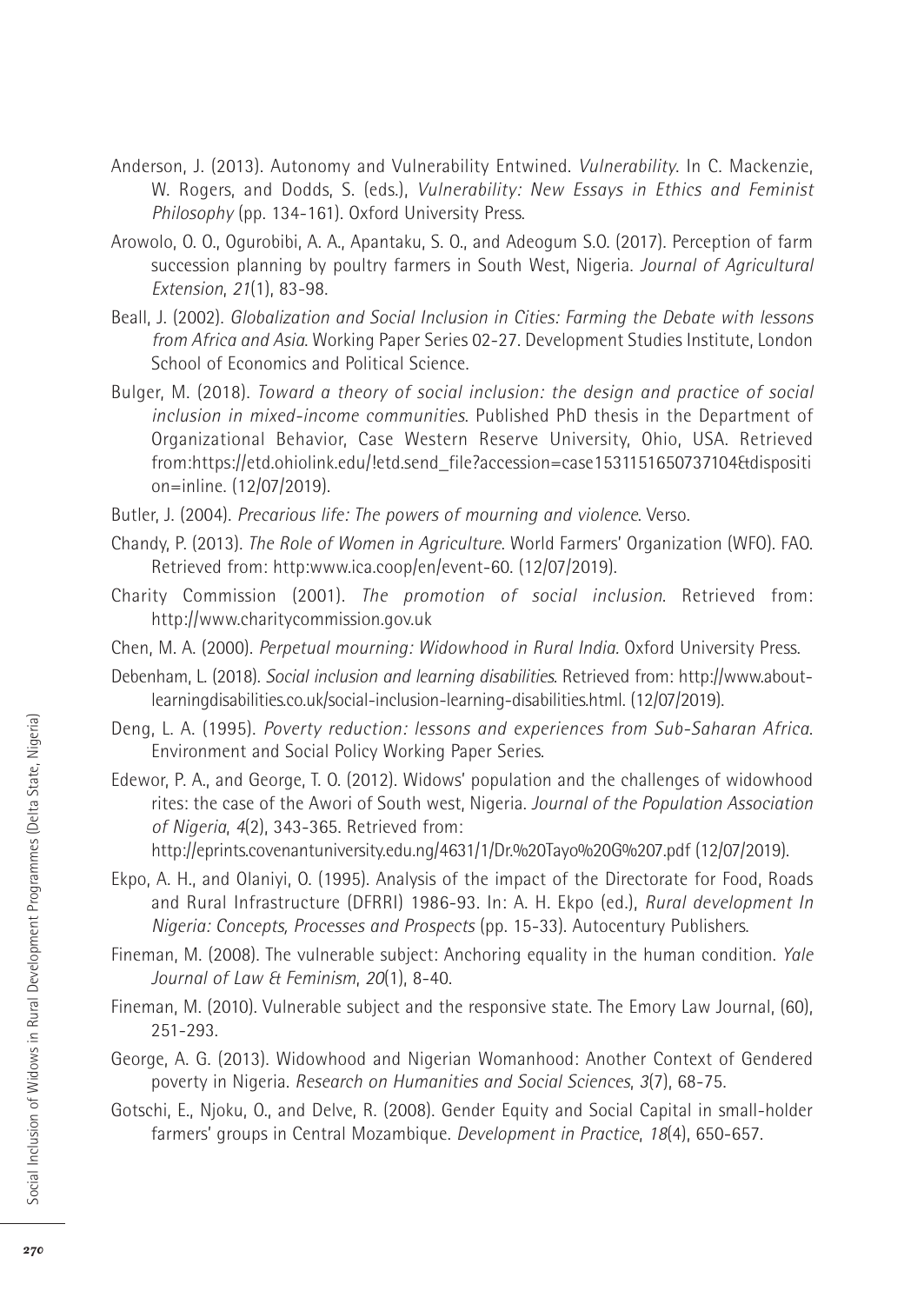Anderson, J. (2013). Autonomy and Vulnerability Entwined. *Vulnerability*. In C. Mackenzie, W. Rogers, and Dodds, S. (eds.), *Vulnerability: New Essays in Ethics and Feminist Philosophy* (pp. 134-161). Oxford University Press.

Arowolo, O. O., Ogurobibi, A. A., Apantaku, S. O., and Adeogum S.O. (2017). Perception of farm succession planning by poultry farmers in South West, Nigeria. *Journal of Agricultural Extension*, *21*(1), 83-98.

Beall, J. (2002). *Globalization and Social Inclusion in Cities: Farming the Debate with lessons from Africa and Asia*. Working Paper Series 02-27. Development Studies Institute, London School of Economics and Political Science.

Bulger, M. (2018). *Toward a theory of social inclusion: the design and practice of social inclusion in mixed-income communities*. Published PhD thesis in the Department of Organizational Behavior, Case Western Reserve University, Ohio, USA. Retrieved from:https://etd.ohiolink.edu/!etd.send_file?accession=case1531151650737104&disposition=inline. (12/07/2019).

Butler, J. (2004). *Precarious life: The powers of mourning and violence*. Verso.

Chandy, P. (2013). *The Role of Women in Agriculture*. World Farmers' Organization (WFO). FAO. Retrieved from: http:www.ica.coop/en/event-60. (12/07/2019).

Charity Commission (2001). *The promotion of social inclusion*. Retrieved from: http://www.charitycommission.gov.uk

Chen, M. A. (2000). *Perpetual mourning: Widowhood in Rural India*. Oxford University Press.

Debenham, L. (2018). *Social inclusion and learning disabilities*. Retrieved from: http://www.about-learningdisabilities.co.uk/social-inclusion-learning-disabilities.html. (12/07/2019).

Deng, L. A. (1995). *Poverty reduction: lessons and experiences from Sub-Saharan Africa*. Environment and Social Policy Working Paper Series.

Edewor, P. A., and George, T. O. (2012). Widows' population and the challenges of widowhood rites: the case of the Awori of South west, Nigeria. *Journal of the Population Association of Nigeria*, *4*(2), 343-365. Retrieved from: http://eprints.covenantuniversity.edu.ng/4631/1/Dr.%20Tayo%20G%207.pdf (12/07/2019).

Ekpo, A. H., and Olaniyi, O. (1995). Analysis of the impact of the Directorate for Food, Roads and Rural Infrastructure (DFRRI) 1986-93. In: A. H. Ekpo (ed.), *Rural development In Nigeria: Concepts, Processes and Prospects* (pp. 15-33). Autocentury Publishers.

Fineman, M. (2008). The vulnerable subject: Anchoring equality in the human condition. *Yale Journal of Law & Feminism*, *20*(1), 8-40.

Fineman, M. (2010). Vulnerable subject and the responsive state. The Emory Law Journal, (60), 251-293.

George, A. G. (2013). Widowhood and Nigerian Womanhood: Another Context of Gendered poverty in Nigeria. *Research on Humanities and Social Sciences*, *3*(7), 68-75.

Gotschi, E., Njoku, O., and Delve, R. (2008). Gender Equity and Social Capital in small-holder farmers' groups in Central Mozambique. *Development in Practice*, *18*(4), 650-657.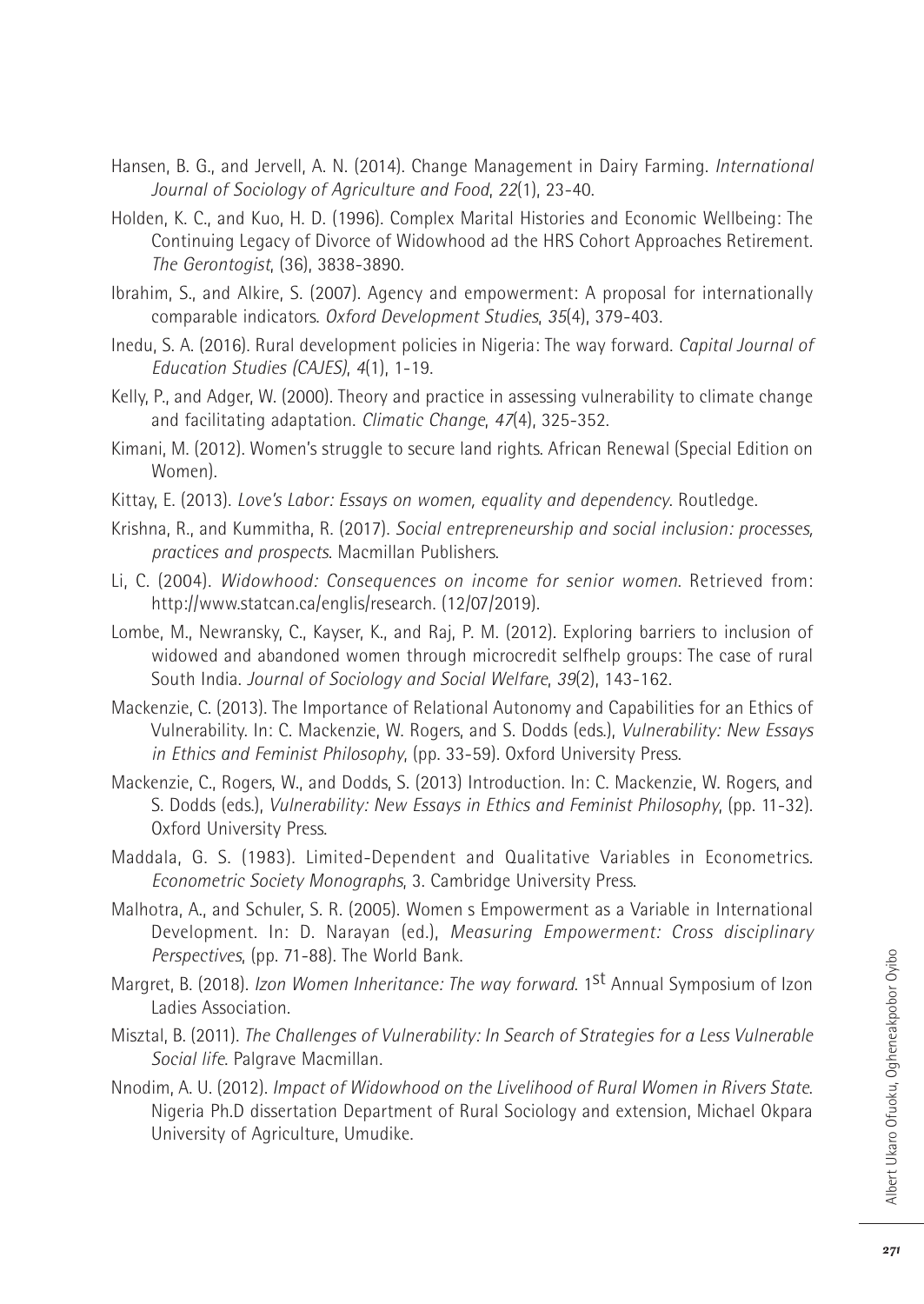Hansen, B. G., and Jervell, A. N. (2014). Change Management in Dairy Farming. *International Journal of Sociology of Agriculture and Food*, *22*(1), 23-40.

Holden, K. C., and Kuo, H. D. (1996). Complex Marital Histories and Economic Wellbeing: The Continuing Legacy of Divorce of Widowhood ad the HRS Cohort Approaches Retirement. *The Gerontogist*, (36), 3838-3890.

Ibrahim, S., and Alkire, S. (2007). Agency and empowerment: A proposal for internationally comparable indicators. *Oxford Development Studies*, *35*(4), 379-403.

Inedu, S. A. (2016). Rural development policies in Nigeria: The way forward. *Capital Journal of Education Studies (CAJES)*, *4*(1), 1-19.

Kelly, P., and Adger, W. (2000). Theory and practice in assessing vulnerability to climate change and facilitating adaptation. *Climatic Change*, *47*(4), 325-352.

Kimani, M. (2012). Women's struggle to secure land rights. African Renewal (Special Edition on Women).

Kittay, E. (2013). *Love's Labor: Essays on women, equality and dependency*. Routledge.

Krishna, R., and Kummitha, R. (2017). *Social entrepreneurship and social inclusion: processes, practices and prospects*. Macmillan Publishers.

Li, C. (2004). *Widowhood: Consequences on income for senior women*. Retrieved from: http://www.statcan.ca/englis/research. (12/07/2019).

Lombe, M., Newransky, C., Kayser, K., and Raj, P. M. (2012). Exploring barriers to inclusion of widowed and abandoned women through microcredit selfhelp groups: The case of rural South India. *Journal of Sociology and Social Welfare*, *39*(2), 143-162.

Mackenzie, C. (2013). The Importance of Relational Autonomy and Capabilities for an Ethics of Vulnerability. In: C. Mackenzie, W. Rogers, and S. Dodds (eds.), *Vulnerability: New Essays in Ethics and Feminist Philosophy*, (pp. 33-59). Oxford University Press.

Mackenzie, C., Rogers, W., and Dodds, S. (2013) Introduction. In: C. Mackenzie, W. Rogers, and S. Dodds (eds.), *Vulnerability: New Essays in Ethics and Feminist Philosophy*, (pp. 11-32). Oxford University Press.

Maddala, G. S. (1983). Limited-Dependent and Qualitative Variables in Econometrics. *Econometric Society Monographs*, 3. Cambridge University Press.

Malhotra, A., and Schuler, S. R. (2005). Women s Empowerment as a Variable in International Development. In: D. Narayan (ed.), *Measuring Empowerment: Cross disciplinary Perspectives*, (pp. 71-88). The World Bank.

Margret, B. (2018). *Izon Women Inheritance: The way forward*. 1st Annual Symposium of Izon Ladies Association.

Misztal, B. (2011). *The Challenges of Vulnerability: In Search of Strategies for a Less Vulnerable Social life*. Palgrave Macmillan.

Nnodim, A. U. (2012). *Impact of Widowhood on the Livelihood of Rural Women in Rivers State*. Nigeria Ph.D dissertation Department of Rural Sociology and extension, Michael Okpara University of Agriculture, Umudike.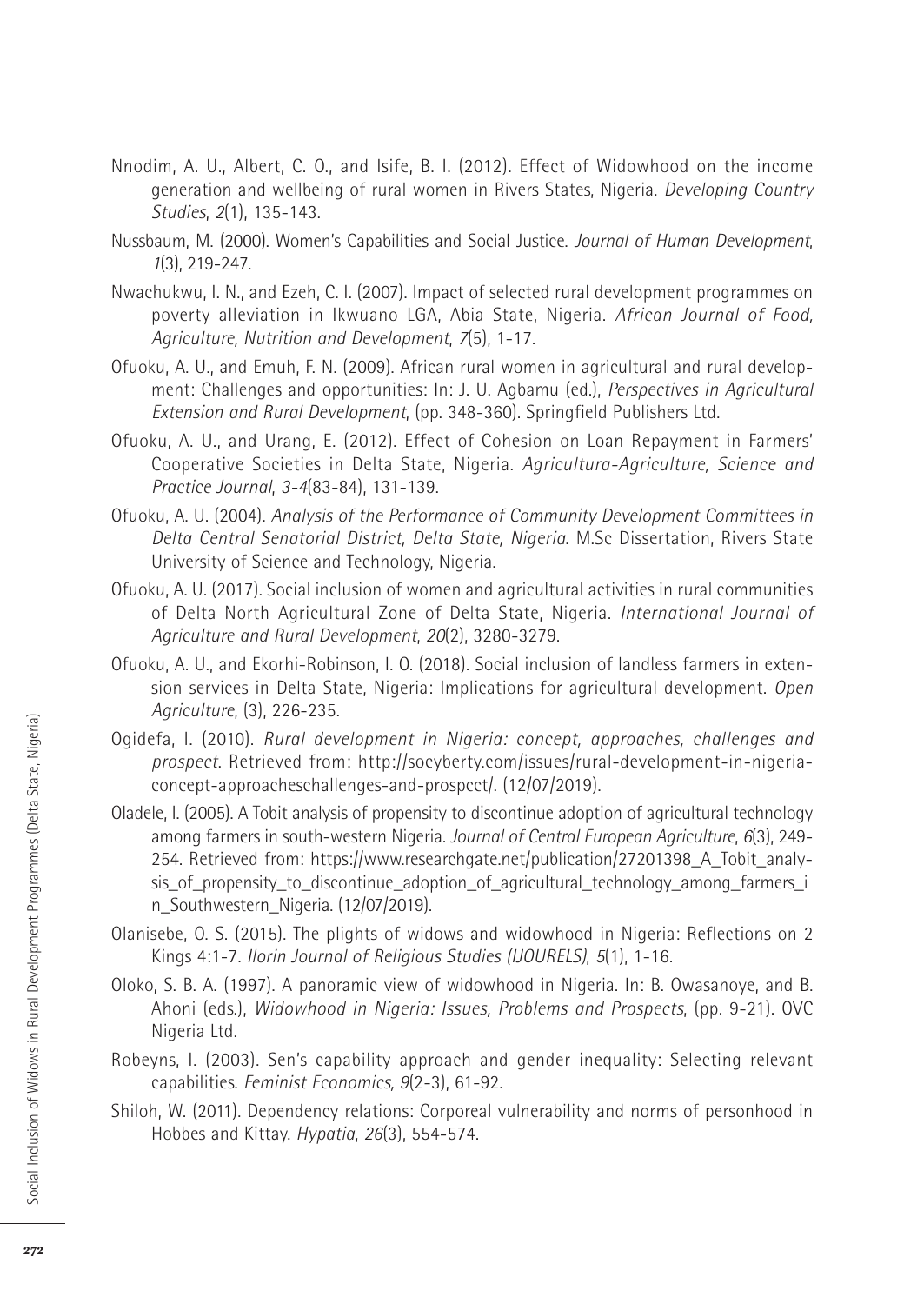Nnodim, A. U., Albert, C. O., and Isife, B. I. (2012). Effect of Widowhood on the income generation and wellbeing of rural women in Rivers States, Nigeria. *Developing Country Studies*, *2*(1), 135-143.

Nussbaum, M. (2000). Women's Capabilities and Social Justice. *Journal of Human Development*, *1*(3), 219-247.

Nwachukwu, I. N., and Ezeh, C. I. (2007). Impact of selected rural development programmes on poverty alleviation in Ikwuano LGA, Abia State, Nigeria. *African Journal of Food, Agriculture, Nutrition and Development*, *7*(5), 1-17.

Ofuoku, A. U., and Emuh, F. N. (2009). African rural women in agricultural and rural development: Challenges and opportunities: In: J. U. Agbamu (ed.), *Perspectives in Agricultural Extension and Rural Development*, (pp. 348-360). Springfield Publishers Ltd.

Ofuoku, A. U., and Urang, E. (2012). Effect of Cohesion on Loan Repayment in Farmers' Cooperative Societies in Delta State, Nigeria. *Agricultura-Agriculture, Science and Practice Journal*, *3-4*(83-84), 131-139.

Ofuoku, A. U. (2004). *Analysis of the Performance of Community Development Committees in Delta Central Senatorial District, Delta State, Nigeria.* M.Sc Dissertation, Rivers State University of Science and Technology, Nigeria.

Ofuoku, A. U. (2017). Social inclusion of women and agricultural activities in rural communities of Delta North Agricultural Zone of Delta State, Nigeria. *International Journal of Agriculture and Rural Development*, *20*(2), 3280-3279.

Ofuoku, A. U., and Ekorhi-Robinson, I. O. (2018). Social inclusion of landless farmers in extension services in Delta State, Nigeria: Implications for agricultural development. *Open Agriculture*, (3), 226-235.

Ogidefa, I. (2010). *Rural development in Nigeria: concept, approaches, challenges and prospect*. Retrieved from: http://socyberty.com/issues/rural-development-in-nigeria-concept-approacheschallenges-and-prospcct/. (12/07/2019).

Oladele, I. (2005). A Tobit analysis of propensity to discontinue adoption of agricultural technology among farmers in south-western Nigeria. *Journal of Central European Agriculture*, *6*(3), 249-254. Retrieved from: https://www.researchgate.net/publication/27201398_A_Tobit_analysis_of_propensity_to_discontinue_adoption_of_agricultural_technology_among_farmers_in_Southwestern_Nigeria. (12/07/2019).

Olanisebe, O. S. (2015). The plights of widows and widowhood in Nigeria: Reflections on 2 Kings 4:1-7. *Ilorin Journal of Religious Studies (IJOURELS)*, *5*(1), 1-16.

Oloko, S. B. A. (1997). A panoramic view of widowhood in Nigeria. In: B. Owasanoye, and B. Ahoni (eds.), *Widowhood in Nigeria: Issues, Problems and Prospects*, (pp. 9-21). OVC Nigeria Ltd.

Robeyns, I. (2003). Sen's capability approach and gender inequality: Selecting relevant capabilities. *Feminist Economics, 9*(2-3), 61-92.

Shiloh, W. (2011). Dependency relations: Corporeal vulnerability and norms of personhood in Hobbes and Kittay. *Hypatia*, *26*(3), 554-574.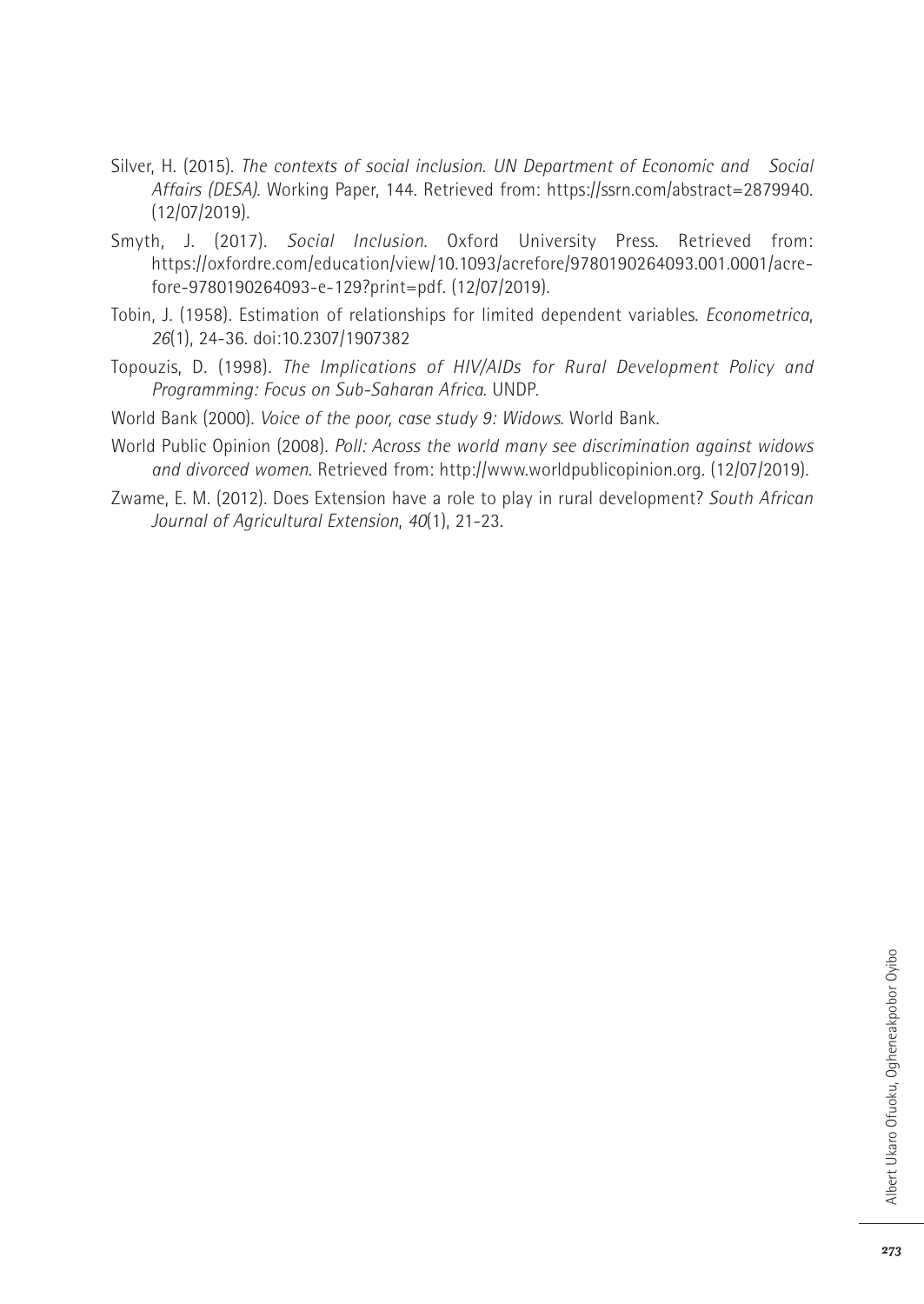Silver, H. (2015). *The contexts of social inclusion. UN Department of Economic and Social Affairs (DESA)*. Working Paper, 144. Retrieved from: https://ssrn.com/abstract=2879940. (12/07/2019).

Smyth, J. (2017). *Social Inclusion*. Oxford University Press. Retrieved from: https://oxfordre.com/education/view/10.1093/acrefore/9780190264093.001.0001/acrefore-9780190264093-e-129?print=pdf. (12/07/2019).

Tobin, J. (1958). Estimation of relationships for limited dependent variables. *Econometrica*, *26*(1), 24-36. doi:10.2307/1907382

Topouzis, D. (1998). *The Implications of HIV/AIDs for Rural Development Policy and Programming: Focus on Sub-Saharan Africa*. UNDP.

World Bank (2000). *Voice of the poor, case study 9: Widows*. World Bank.

World Public Opinion (2008). *Poll: Across the world many see discrimination against widows and divorced women*. Retrieved from: http://www.worldpublicopinion.org. (12/07/2019).

Zwame, E. M. (2012). Does Extension have a role to play in rural development? *South African Journal of Agricultural Extension*, *40*(1), 21-23.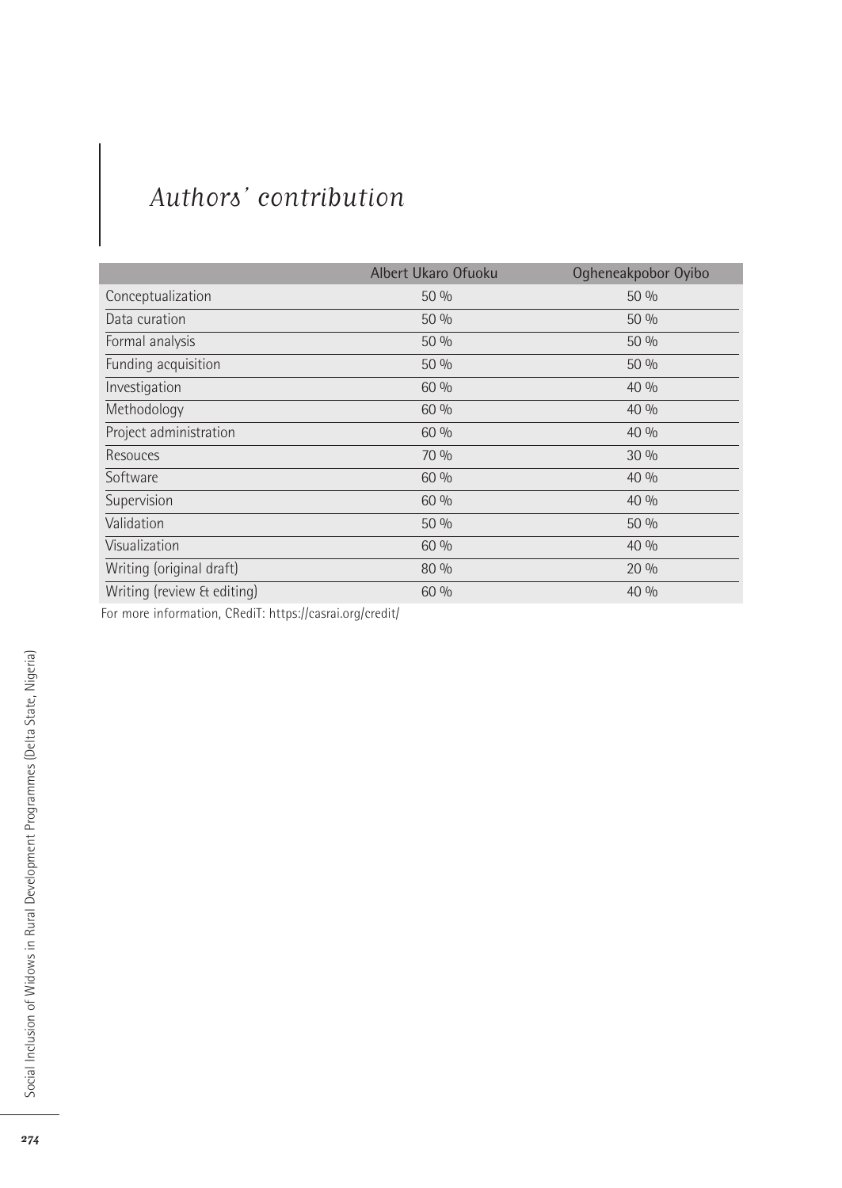## *Authors' contribution*

| | Albert Ukaro Ofuoku | Ogheneakpobor Oyibo |
|---|---|---|
| Conceptualization | 50 % | 50 % |
| Data curation | 50 % | 50 % |
| Formal analysis | 50 % | 50 % |
| Funding acquisition | 50 % | 50 % |
| Investigation | 60 % | 40 % |
| Methodology | 60 % | 40 % |
| Project administration | 60 % | 40 % |
| Resouces | 70 % | 30 % |
| Software | 60 % | 40 % |
| Supervision | 60 % | 40 % |
| Validation | 50 % | 50 % |
| Visualization | 60 % | 40 % |
| Writing (original draft) | 80 % | 20 % |
| Writing (review & editing) | 60 % | 40 % |

For more information, CRediT: https://casrai.org/credit/